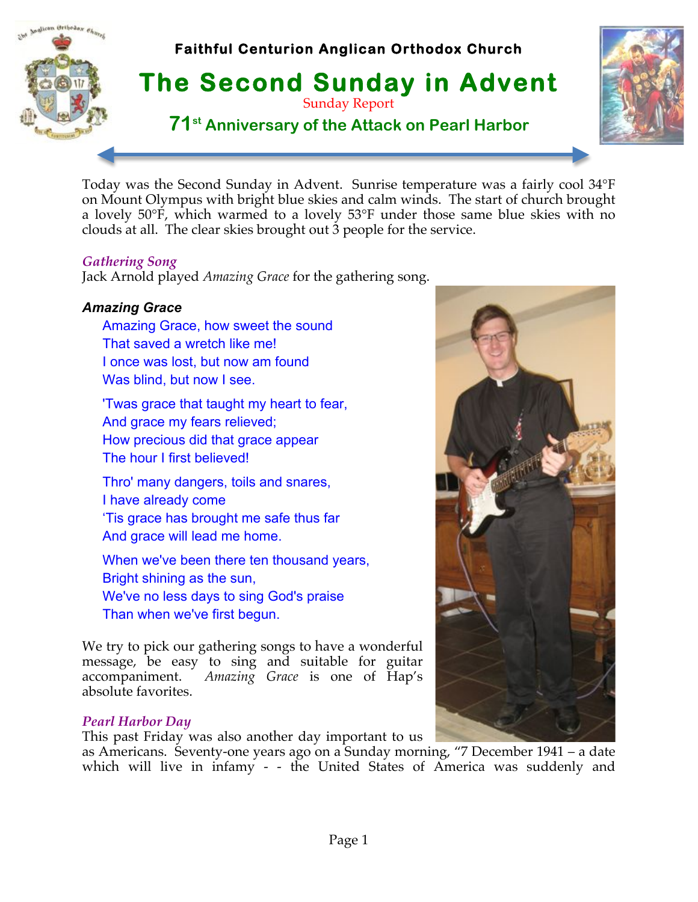**Faithful Centurion Anglican Orthodox Church**

# The Second Sunday in Advent

Sunday Report

## 71st Anniversary of the Attack on Pearl Harbor

Today was the Second Sunday in Advent. Sunrise temperature was a fairly cool 34°F on Mount Olympus with bright blue skies and calm winds. The start of church brought a lovely 50°F, which warmed to a lovely 53°F under those same blue skies with no clouds at all. The clear skies brought out 3 people for the service.

### *Gathering Song*

Jack Arnold played *Amazing Grace* for the gathering song.

**_Amazing Grace_**

Amazing Grace, how sweet the sound
That saved a wretch like me!
I once was lost, but now am found
Was blind, but now I see.

'Twas grace that taught my heart to fear,
And grace my fears relieved;
How precious did that grace appear
The hour I first believed!

Thro' many dangers, toils and snares,
I have already come
'Tis grace has brought me safe thus far
And grace will lead me home.

When we've been there ten thousand years,
Bright shining as the sun,
We've no less days to sing God's praise
Than when we've first begun.

We try to pick our gathering songs to have a wonderful message, be easy to sing and suitable for guitar accompaniment. *Amazing Grace* is one of Hap's absolute favorites.

### *Pearl Harbor Day*

This past Friday was also another day important to us as Americans. Seventy-one years ago on a Sunday morning, "7 December 1941 – a date which will live in infamy - - the United States of America was suddenly and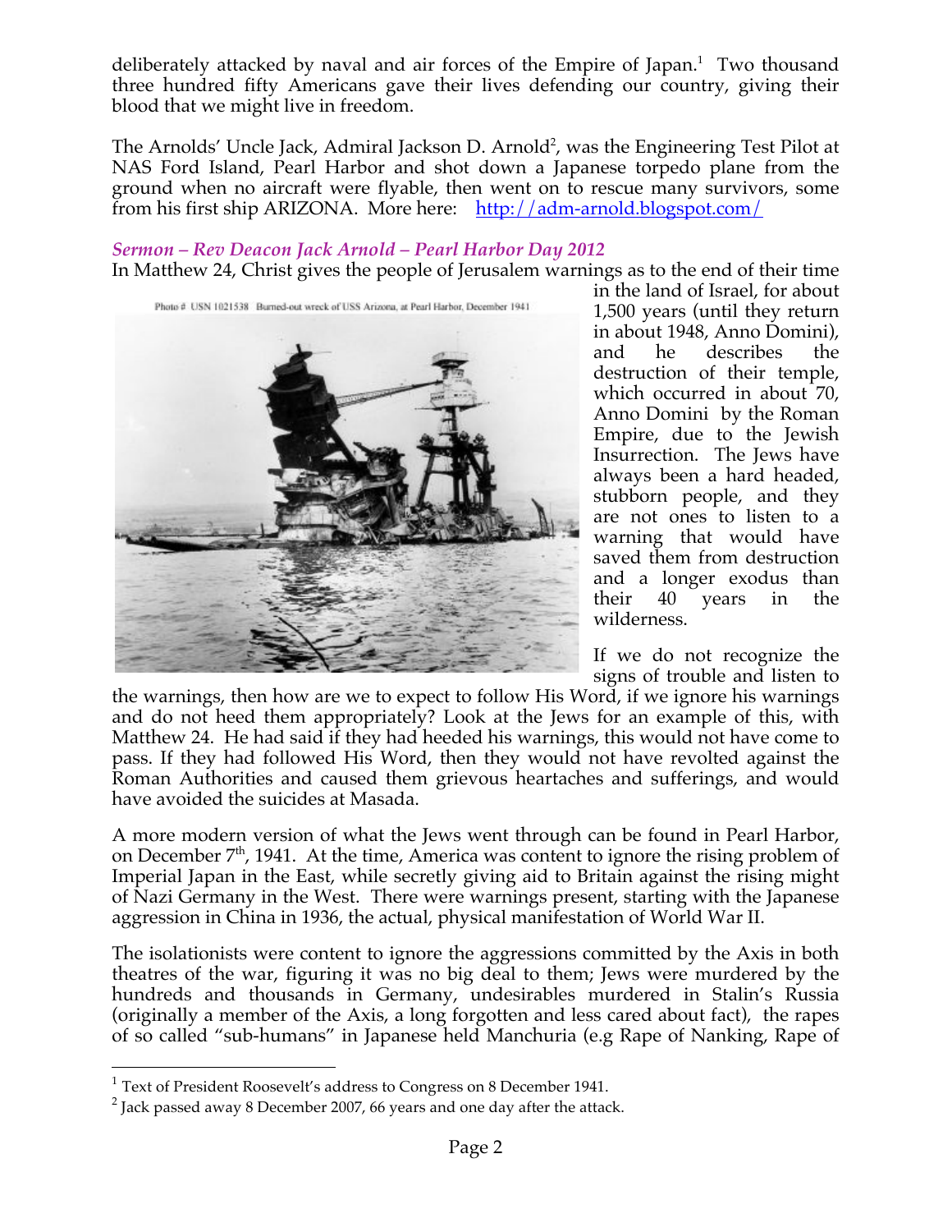deliberately attacked by naval and air forces of the Empire of Japan.[1] Two thousand three hundred fifty Americans gave their lives defending our country, giving their blood that we might live in freedom.

The Arnolds' Uncle Jack, Admiral Jackson D. Arnold[2], was the Engineering Test Pilot at NAS Ford Island, Pearl Harbor and shot down a Japanese torpedo plane from the ground when no aircraft were flyable, then went on to rescue many survivors, some from his first ship ARIZONA. More here: [http://adm-arnold.blogspot.com/](http://adm-arnold.blogspot.com/)

### *Sermon – Rev Deacon Jack Arnold – Pearl Harbor Day 2012*

In Matthew 24, Christ gives the people of Jerusalem warnings as to the end of their time in the land of Israel, for about 1,500 years (until they return in about 1948, Anno Domini), and he describes the destruction of their temple, which occurred in about 70, Anno Domini by the Roman Empire, due to the Jewish Insurrection. The Jews have always been a hard headed, stubborn people, and they are not ones to listen to a warning that would have saved them from destruction and a longer exodus than their 40 years in the wilderness.

Photo # USN 1021538 Burned-out wreck of USS Arizona, at Pearl Harbor, December 1941

If we do not recognize the signs of trouble and listen to the warnings, then how are we to expect to follow His Word, if we ignore his warnings and do not heed them appropriately? Look at the Jews for an example of this, with Matthew 24. He had said if they had heeded his warnings, this would not have come to pass. If they had followed His Word, then they would not have revolted against the Roman Authorities and caused them grievous heartaches and sufferings, and would have avoided the suicides at Masada.

A more modern version of what the Jews went through can be found in Pearl Harbor, on December 7th, 1941. At the time, America was content to ignore the rising problem of Imperial Japan in the East, while secretly giving aid to Britain against the rising might of Nazi Germany in the West. There were warnings present, starting with the Japanese aggression in China in 1936, the actual, physical manifestation of World War II.

The isolationists were content to ignore the aggressions committed by the Axis in both theatres of the war, figuring it was no big deal to them; Jews were murdered by the hundreds and thousands in Germany, undesirables murdered in Stalin's Russia (originally a member of the Axis, a long forgotten and less cared about fact), the rapes of so called "sub-humans" in Japanese held Manchuria (e.g Rape of Nanking, Rape of

---

[1] Text of President Roosevelt's address to Congress on 8 December 1941.

[2] Jack passed away 8 December 2007, 66 years and one day after the attack.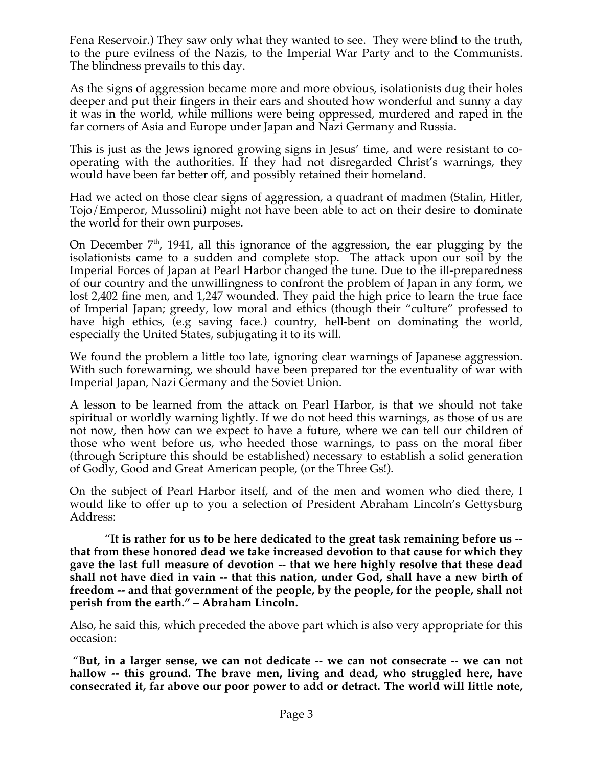Fena Reservoir.) They saw only what they wanted to see. They were blind to the truth, to the pure evilness of the Nazis, to the Imperial War Party and to the Communists. The blindness prevails to this day.

As the signs of aggression became more and more obvious, isolationists dug their holes deeper and put their fingers in their ears and shouted how wonderful and sunny a day it was in the world, while millions were being oppressed, murdered and raped in the far corners of Asia and Europe under Japan and Nazi Germany and Russia.

This is just as the Jews ignored growing signs in Jesus' time, and were resistant to co-operating with the authorities. If they had not disregarded Christ's warnings, they would have been far better off, and possibly retained their homeland.

Had we acted on those clear signs of aggression, a quadrant of madmen (Stalin, Hitler, Tojo/Emperor, Mussolini) might not have been able to act on their desire to dominate the world for their own purposes.

On December 7th, 1941, all this ignorance of the aggression, the ear plugging by the isolationists came to a sudden and complete stop. The attack upon our soil by the Imperial Forces of Japan at Pearl Harbor changed the tune. Due to the ill-preparedness of our country and the unwillingness to confront the problem of Japan in any form, we lost 2,402 fine men, and 1,247 wounded. They paid the high price to learn the true face of Imperial Japan; greedy, low moral and ethics (though their "culture" professed to have high ethics, (e.g saving face.) country, hell-bent on dominating the world, especially the United States, subjugating it to its will.

We found the problem a little too late, ignoring clear warnings of Japanese aggression. With such forewarning, we should have been prepared tor the eventuality of war with Imperial Japan, Nazi Germany and the Soviet Union.

A lesson to be learned from the attack on Pearl Harbor, is that we should not take spiritual or worldly warning lightly. If we do not heed this warnings, as those of us are not now, then how can we expect to have a future, where we can tell our children of those who went before us, who heeded those warnings, to pass on the moral fiber (through Scripture this should be established) necessary to establish a solid generation of Godly, Good and Great American people, (or the Three Gs!).

On the subject of Pearl Harbor itself, and of the men and women who died there, I would like to offer up to you a selection of President Abraham Lincoln's Gettysburg Address:

> "**It is rather for us to be here dedicated to the great task remaining before us -- that from these honored dead we take increased devotion to that cause for which they gave the last full measure of devotion -- that we here highly resolve that these dead shall not have died in vain -- that this nation, under God, shall have a new birth of freedom -- and that government of the people, by the people, for the people, shall not perish from the earth." – Abraham Lincoln.**

Also, he said this, which preceded the above part which is also very appropriate for this occasion:

"**But, in a larger sense, we can not dedicate -- we can not consecrate -- we can not hallow -- this ground. The brave men, living and dead, who struggled here, have consecrated it, far above our poor power to add or detract. The world will little note,**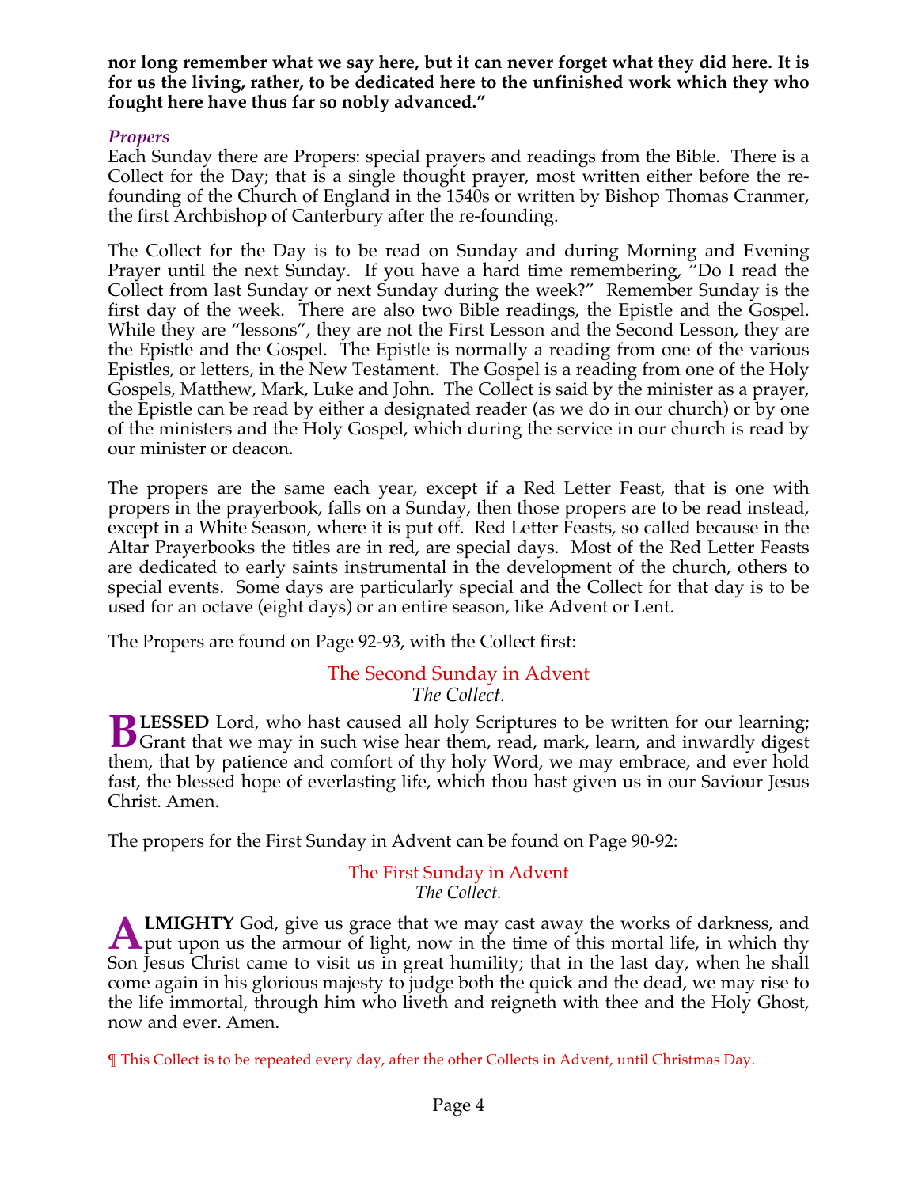**nor long remember what we say here, but it can never forget what they did here. It is for us the living, rather, to be dedicated here to the unfinished work which they who fought here have thus far so nobly advanced."**

### *Propers*

Each Sunday there are Propers: special prayers and readings from the Bible. There is a Collect for the Day; that is a single thought prayer, most written either before the re-founding of the Church of England in the 1540s or written by Bishop Thomas Cranmer, the first Archbishop of Canterbury after the re-founding.

The Collect for the Day is to be read on Sunday and during Morning and Evening Prayer until the next Sunday. If you have a hard time remembering, "Do I read the Collect from last Sunday or next Sunday during the week?" Remember Sunday is the first day of the week. There are also two Bible readings, the Epistle and the Gospel. While they are "lessons", they are not the First Lesson and the Second Lesson, they are the Epistle and the Gospel. The Epistle is normally a reading from one of the various Epistles, or letters, in the New Testament. The Gospel is a reading from one of the Holy Gospels, Matthew, Mark, Luke and John. The Collect is said by the minister as a prayer, the Epistle can be read by either a designated reader (as we do in our church) or by one of the ministers and the Holy Gospel, which during the service in our church is read by our minister or deacon.

The propers are the same each year, except if a Red Letter Feast, that is one with propers in the prayerbook, falls on a Sunday, then those propers are to be read instead, except in a White Season, where it is put off. Red Letter Feasts, so called because in the Altar Prayerbooks the titles are in red, are special days. Most of the Red Letter Feasts are dedicated to early saints instrumental in the development of the church, others to special events. Some days are particularly special and the Collect for that day is to be used for an octave (eight days) or an entire season, like Advent or Lent.

The Propers are found on Page 92-93, with the Collect first:

## The Second Sunday in Advent

*The Collect.*

**BLESSED** Lord, who hast caused all holy Scriptures to be written for our learning; Grant that we may in such wise hear them, read, mark, learn, and inwardly digest them, that by patience and comfort of thy holy Word, we may embrace, and ever hold fast, the blessed hope of everlasting life, which thou hast given us in our Saviour Jesus Christ. Amen.

The propers for the First Sunday in Advent can be found on Page 90-92:

## The First Sunday in Advent

*The Collect.*

**ALMIGHTY** God, give us grace that we may cast away the works of darkness, and put upon us the armour of light, now in the time of this mortal life, in which thy Son Jesus Christ came to visit us in great humility; that in the last day, when he shall come again in his glorious majesty to judge both the quick and the dead, we may rise to the life immortal, through him who liveth and reigneth with thee and the Holy Ghost, now and ever. Amen.

¶ This Collect is to be repeated every day, after the other Collects in Advent, until Christmas Day.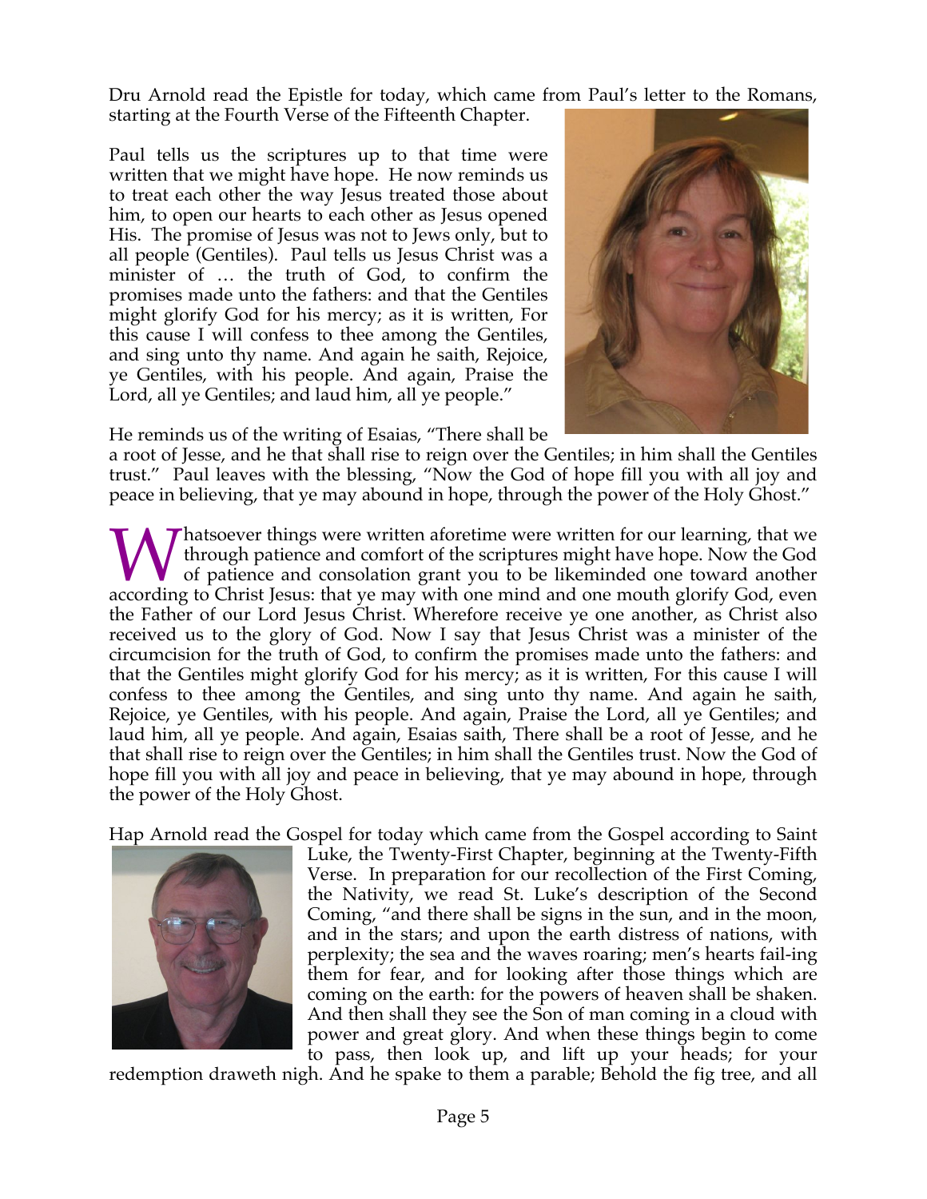Dru Arnold read the Epistle for today, which came from Paul's letter to the Romans, starting at the Fourth Verse of the Fifteenth Chapter.

Paul tells us the scriptures up to that time were written that we might have hope. He now reminds us to treat each other the way Jesus treated those about him, to open our hearts to each other as Jesus opened His. The promise of Jesus was not to Jews only, but to all people (Gentiles). Paul tells us Jesus Christ was a minister of … the truth of God, to confirm the promises made unto the fathers: and that the Gentiles might glorify God for his mercy; as it is written, For this cause I will confess to thee among the Gentiles, and sing unto thy name. And again he saith, Rejoice, ye Gentiles, with his people. And again, Praise the Lord, all ye Gentiles; and laud him, all ye people."

He reminds us of the writing of Esaias, "There shall be a root of Jesse, and he that shall rise to reign over the Gentiles; in him shall the Gentiles trust." Paul leaves with the blessing, "Now the God of hope fill you with all joy and peace in believing, that ye may abound in hope, through the power of the Holy Ghost."

Whatsoever things were written aforetime were written for our learning, that we through patience and comfort of the scriptures might have hope. Now the God of patience and consolation grant you to be likeminded one toward another according to Christ Jesus: that ye may with one mind and one mouth glorify God, even the Father of our Lord Jesus Christ. Wherefore receive ye one another, as Christ also received us to the glory of God. Now I say that Jesus Christ was a minister of the circumcision for the truth of God, to confirm the promises made unto the fathers: and that the Gentiles might glorify God for his mercy; as it is written, For this cause I will confess to thee among the Gentiles, and sing unto thy name. And again he saith, Rejoice, ye Gentiles, with his people. And again, Praise the Lord, all ye Gentiles; and laud him, all ye people. And again, Esaias saith, There shall be a root of Jesse, and he that shall rise to reign over the Gentiles; in him shall the Gentiles trust. Now the God of hope fill you with all joy and peace in believing, that ye may abound in hope, through the power of the Holy Ghost.

Hap Arnold read the Gospel for today which came from the Gospel according to Saint Luke, the Twenty-First Chapter, beginning at the Twenty-Fifth Verse. In preparation for our recollection of the First Coming, the Nativity, we read St. Luke's description of the Second Coming, "and there shall be signs in the sun, and in the moon, and in the stars; and upon the earth distress of nations, with perplexity; the sea and the waves roaring; men's hearts fail-ing them for fear, and for looking after those things which are coming on the earth: for the powers of heaven shall be shaken. And then shall they see the Son of man coming in a cloud with power and great glory. And when these things begin to come to pass, then look up, and lift up your heads; for your redemption draweth nigh. And he spake to them a parable; Behold the fig tree, and all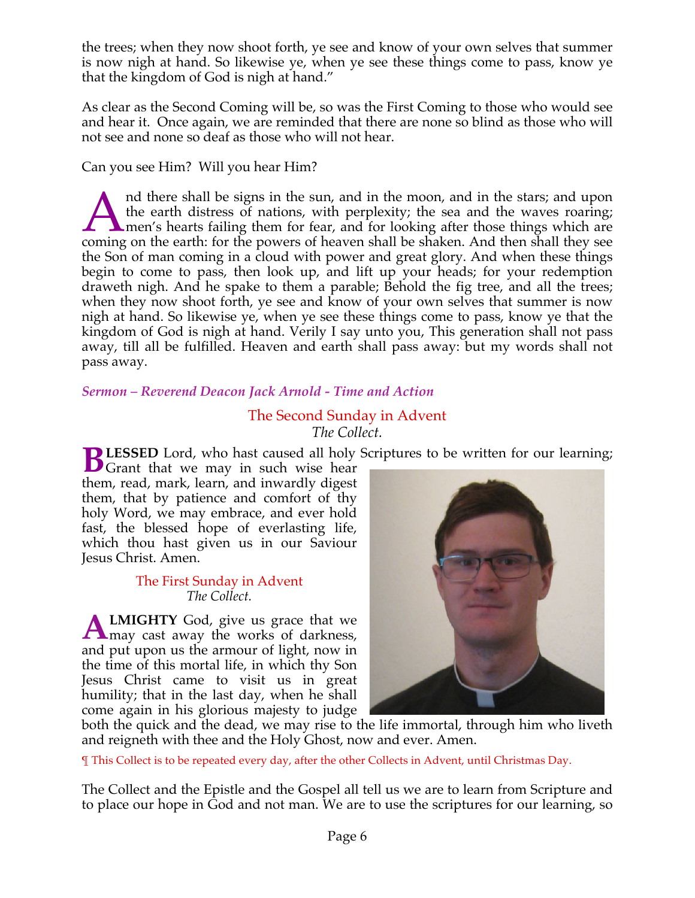the trees; when they now shoot forth, ye see and know of your own selves that summer is now nigh at hand. So likewise ye, when ye see these things come to pass, know ye that the kingdom of God is nigh at hand."

As clear as the Second Coming will be, so was the First Coming to those who would see and hear it. Once again, we are reminded that there are none so blind as those who will not see and none so deaf as those who will not hear.

Can you see Him? Will you hear Him?

And there shall be signs in the sun, and in the moon, and in the stars; and upon the earth distress of nations, with perplexity; the sea and the waves roaring; men's hearts failing them for fear, and for looking after those things which are coming on the earth: for the powers of heaven shall be shaken. And then shall they see the Son of man coming in a cloud with power and great glory. And when these things begin to come to pass, then look up, and lift up your heads; for your redemption draweth nigh. And he spake to them a parable; Behold the fig tree, and all the trees; when they now shoot forth, ye see and know of your own selves that summer is now nigh at hand. So likewise ye, when ye see these things come to pass, know ye that the kingdom of God is nigh at hand. Verily I say unto you, This generation shall not pass away, till all be fulfilled. Heaven and earth shall pass away: but my words shall not pass away.

*Sermon – Reverend Deacon Jack Arnold - Time and Action*

## The Second Sunday in Advent

*The Collect.*

**BLESSED** Lord, who hast caused all holy Scriptures to be written for our learning; Grant that we may in such wise hear them, read, mark, learn, and inwardly digest them, that by patience and comfort of thy holy Word, we may embrace, and ever hold fast, the blessed hope of everlasting life, which thou hast given us in our Saviour Jesus Christ. Amen.

## The First Sunday in Advent

*The Collect.*

**ALMIGHTY** God, give us grace that we may cast away the works of darkness, and put upon us the armour of light, now in the time of this mortal life, in which thy Son Jesus Christ came to visit us in great humility; that in the last day, when he shall come again in his glorious majesty to judge both the quick and the dead, we may rise to the life immortal, through him who liveth and reigneth with thee and the Holy Ghost, now and ever. Amen.

¶ This Collect is to be repeated every day, after the other Collects in Advent, until Christmas Day.

The Collect and the Epistle and the Gospel all tell us we are to learn from Scripture and to place our hope in God and not man. We are to use the scriptures for our learning, so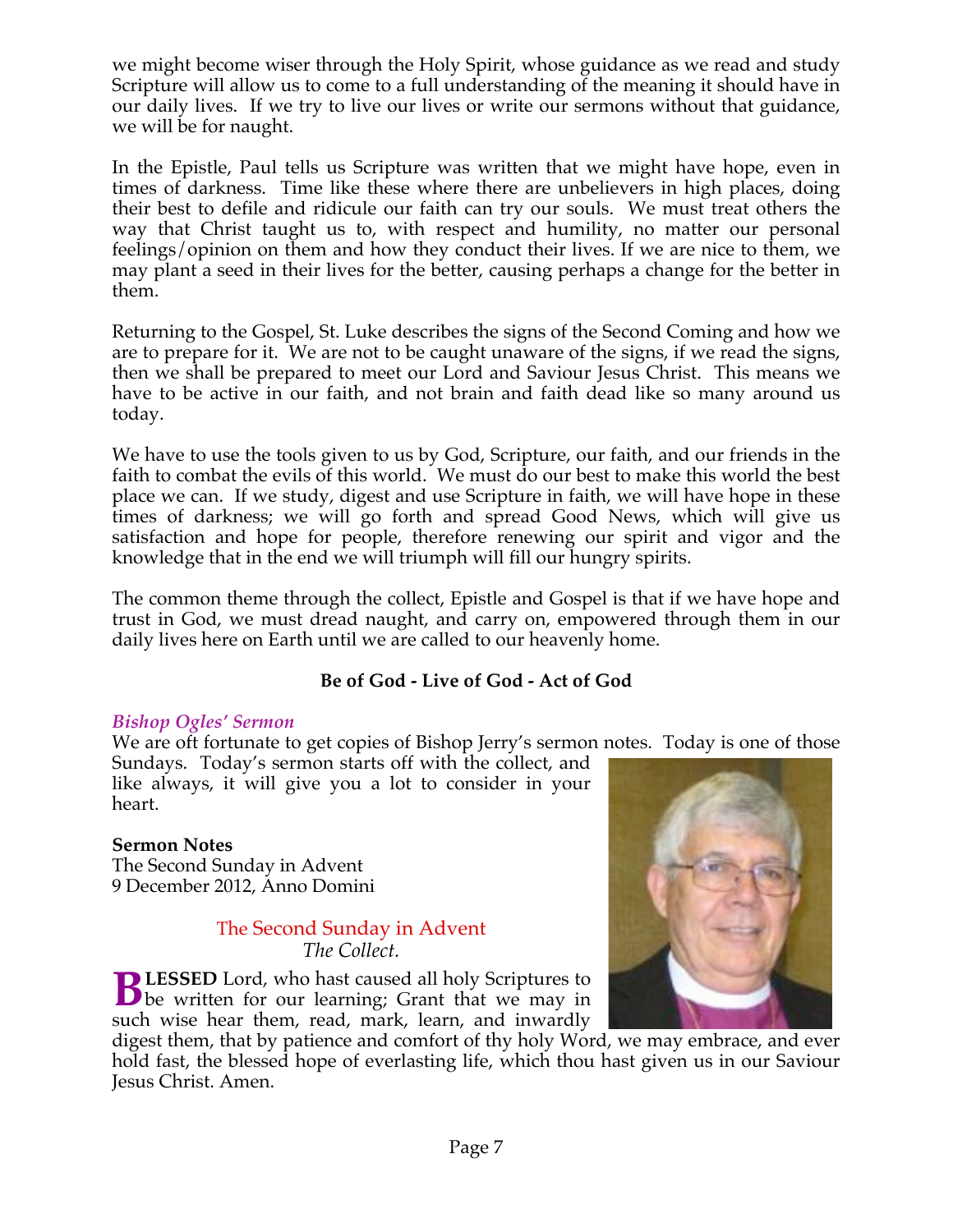we might become wiser through the Holy Spirit, whose guidance as we read and study Scripture will allow us to come to a full understanding of the meaning it should have in our daily lives. If we try to live our lives or write our sermons without that guidance, we will be for naught.

In the Epistle, Paul tells us Scripture was written that we might have hope, even in times of darkness. Time like these where there are unbelievers in high places, doing their best to defile and ridicule our faith can try our souls. We must treat others the way that Christ taught us to, with respect and humility, no matter our personal feelings/opinion on them and how they conduct their lives. If we are nice to them, we may plant a seed in their lives for the better, causing perhaps a change for the better in them.

Returning to the Gospel, St. Luke describes the signs of the Second Coming and how we are to prepare for it. We are not to be caught unaware of the signs, if we read the signs, then we shall be prepared to meet our Lord and Saviour Jesus Christ. This means we have to be active in our faith, and not brain and faith dead like so many around us today.

We have to use the tools given to us by God, Scripture, our faith, and our friends in the faith to combat the evils of this world. We must do our best to make this world the best place we can. If we study, digest and use Scripture in faith, we will have hope in these times of darkness; we will go forth and spread Good News, which will give us satisfaction and hope for people, therefore renewing our spirit and vigor and the knowledge that in the end we will triumph will fill our hungry spirits.

The common theme through the collect, Epistle and Gospel is that if we have hope and trust in God, we must dread naught, and carry on, empowered through them in our daily lives here on Earth until we are called to our heavenly home.

**Be of God - Live of God - Act of God**

### *Bishop Ogles' Sermon*

We are oft fortunate to get copies of Bishop Jerry's sermon notes. Today is one of those Sundays. Today's sermon starts off with the collect, and like always, it will give you a lot to consider in your heart.

**Sermon Notes**
The Second Sunday in Advent
9 December 2012, Anno Domini

The Second Sunday in Advent
*The Collect.*

**BLESSED** Lord, who hast caused all holy Scriptures to be written for our learning; Grant that we may in such wise hear them, read, mark, learn, and inwardly digest them, that by patience and comfort of thy holy Word, we may embrace, and ever hold fast, the blessed hope of everlasting life, which thou hast given us in our Saviour Jesus Christ. Amen.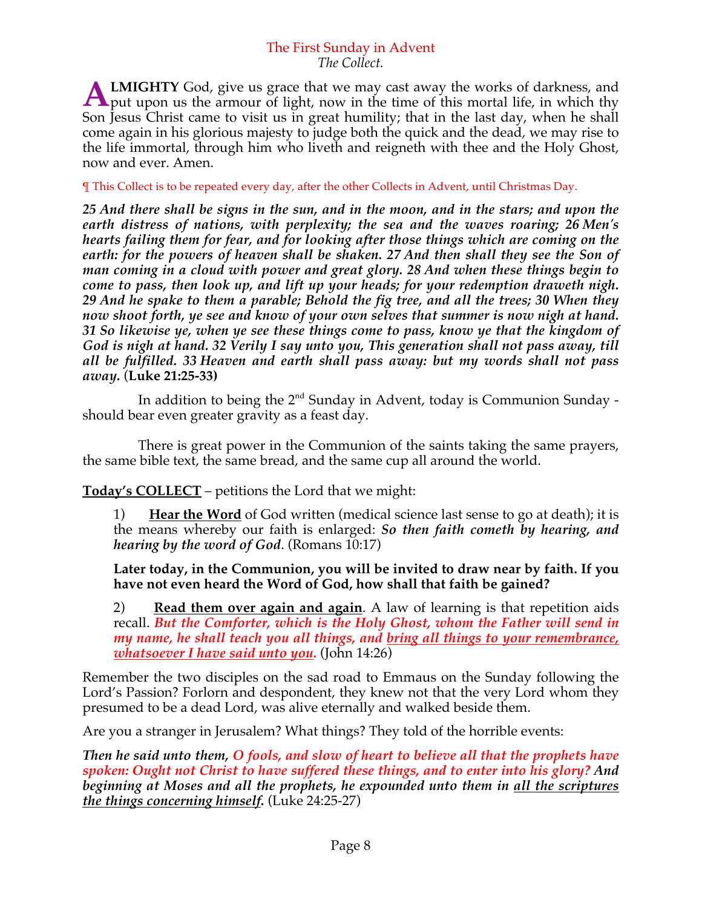## The First Sunday in Advent
*The Collect.*

**ALMIGHTY** God, give us grace that we may cast away the works of darkness, and put upon us the armour of light, now in the time of this mortal life, in which thy Son Jesus Christ came to visit us in great humility; that in the last day, when he shall come again in his glorious majesty to judge both the quick and the dead, we may rise to the life immortal, through him who liveth and reigneth with thee and the Holy Ghost, now and ever. Amen.

¶ This Collect is to be repeated every day, after the other Collects in Advent, until Christmas Day.

***25 And there shall be signs in the sun, and in the moon, and in the stars; and upon the earth distress of nations, with perplexity; the sea and the waves roaring; 26 Men's hearts failing them for fear, and for looking after those things which are coming on the earth: for the powers of heaven shall be shaken. 27 And then shall they see the Son of man coming in a cloud with power and great glory. 28 And when these things begin to come to pass, then look up, and lift up your heads; for your redemption draweth nigh. 29 And he spake to them a parable; Behold the fig tree, and all the trees; 30 When they now shoot forth, ye see and know of your own selves that summer is now nigh at hand. 31 So likewise ye, when ye see these things come to pass, know ye that the kingdom of God is nigh at hand. 32 Verily I say unto you, This generation shall not pass away, till all be fulfilled. 33 Heaven and earth shall pass away: but my words shall not pass away.*** (**Luke 21:25-33)**

In addition to being the 2nd Sunday in Advent, today is Communion Sunday - should bear even greater gravity as a feast day.

There is great power in the Communion of the saints taking the same prayers, the same bible text, the same bread, and the same cup all around the world.

**Today's COLLECT** – petitions the Lord that we might:

1) **Hear the Word** of God written (medical science last sense to go at death); it is the means whereby our faith is enlarged: ***So then faith cometh by hearing, and hearing by the word of God***. (Romans 10:17)

**Later today, in the Communion, you will be invited to draw near by faith. If you have not even heard the Word of God, how shall that faith be gained?**

2) **Read them over again and again**. A law of learning is that repetition aids recall. ***But the Comforter, which is the Holy Ghost, whom the Father will send in my name, he shall teach you all things, and bring all things to your remembrance, whatsoever I have said unto you.*** (John 14:26)

Remember the two disciples on the sad road to Emmaus on the Sunday following the Lord's Passion? Forlorn and despondent, they knew not that the very Lord whom they presumed to be a dead Lord, was alive eternally and walked beside them.

Are you a stranger in Jerusalem? What things? They told of the horrible events:

***Then he said unto them, O fools, and slow of heart to believe all that the prophets have spoken: Ought not Christ to have suffered these things, and to enter into his glory? And beginning at Moses and all the prophets, he expounded unto them in all the scriptures the things concerning himself.*** (Luke 24:25-27)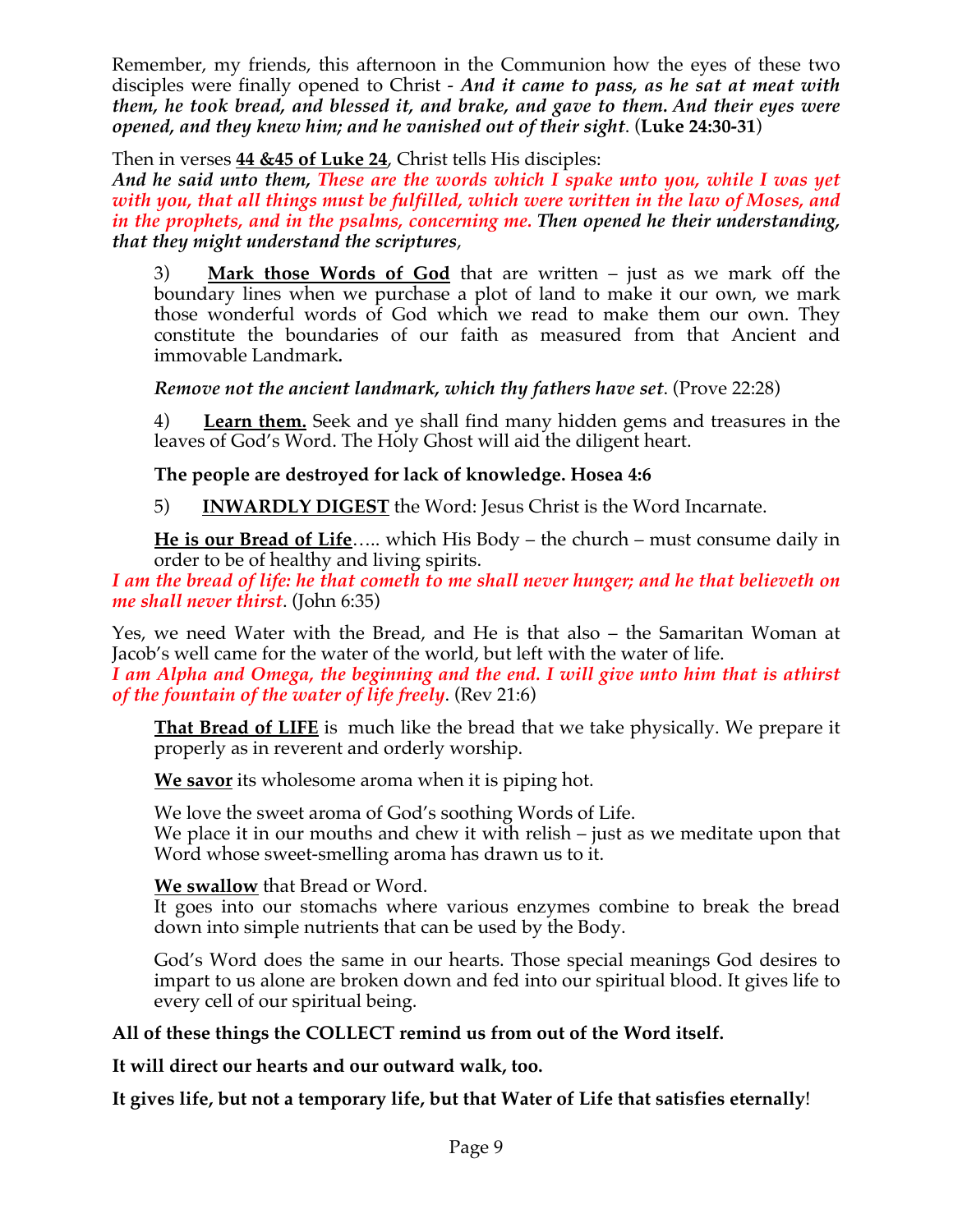Remember, my friends, this afternoon in the Communion how the eyes of these two disciples were finally opened to Christ - ***And it came to pass, as he sat at meat with them, he took bread, and blessed it, and brake, and gave to them. And their eyes were opened, and they knew him; and he vanished out of their sight*.** (**Luke 24:30-31**)

Then in verses **<u>44 &45 of Luke 24</u>**, Christ tells His disciples:

***And he said unto them, These are the words which I spake unto you, while I was yet with you, that all things must be fulfilled, which were written in the law of Moses, and in the prophets, and in the psalms, concerning me. Then opened he their understanding, that they might understand the scriptures*,**

> 3) **<u>Mark those Words of God</u>** that are written – just as we mark off the boundary lines when we purchase a plot of land to make it our own, we mark those wonderful words of God which we read to make them our own. They constitute the boundaries of our faith as measured from that Ancient and immovable Landmark**.**
>
> ***Remove not the ancient landmark, which thy fathers have set*.** (Prove 22:28)
>
> 4) **<u>Learn them.</u>** Seek and ye shall find many hidden gems and treasures in the leaves of God's Word. The Holy Ghost will aid the diligent heart.
>
> **The people are destroyed for lack of knowledge. Hosea 4:6**
>
> 5) **<u>INWARDLY DIGEST</u>** the Word: Jesus Christ is the Word Incarnate.
>
> **<u>He is our Bread of Life</u>**….. which His Body – the church – must consume daily in order to be of healthy and living spirits.

***I am the bread of life: he that cometh to me shall never hunger; and he that believeth on me shall never thirst*.** (John 6:35)

Yes, we need Water with the Bread, and He is that also – the Samaritan Woman at Jacob's well came for the water of the world, but left with the water of life.

***I am Alpha and Omega, the beginning and the end. I will give unto him that is athirst of the fountain of the water of life freely*.** (Rev 21:6)

> **<u>That Bread of LIFE</u>** is much like the bread that we take physically. We prepare it properly as in reverent and orderly worship.
>
> **<u>We savor</u>** its wholesome aroma when it is piping hot.
>
> We love the sweet aroma of God's soothing Words of Life.
> We place it in our mouths and chew it with relish – just as we meditate upon that Word whose sweet-smelling aroma has drawn us to it.
>
> **<u>We swallow</u>** that Bread or Word.
> It goes into our stomachs where various enzymes combine to break the bread down into simple nutrients that can be used by the Body.
>
> God's Word does the same in our hearts. Those special meanings God desires to impart to us alone are broken down and fed into our spiritual blood. It gives life to every cell of our spiritual being.

**All of these things the COLLECT remind us from out of the Word itself.**

**It will direct our hearts and our outward walk, too.**

**It gives life, but not a temporary life, but that Water of Life that satisfies eternally**!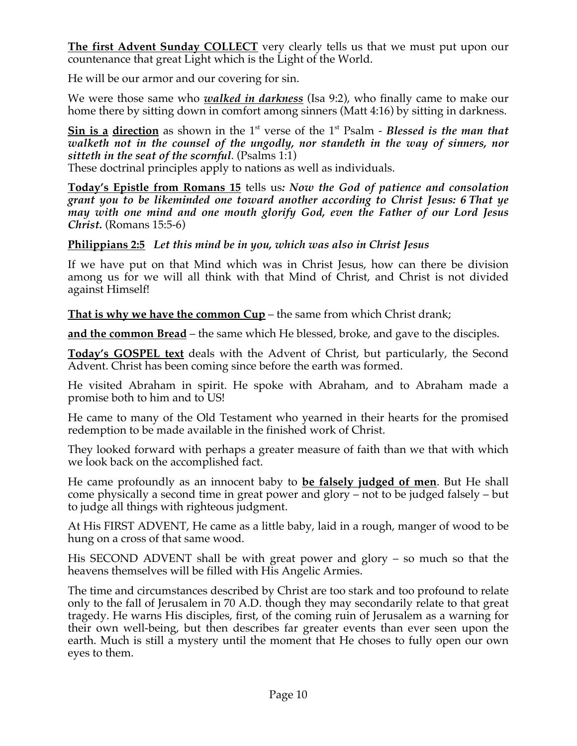**The first Advent Sunday COLLECT** very clearly tells us that we must put upon our countenance that great Light which is the Light of the World.

He will be our armor and our covering for sin.

We were those same who ***walked in darkness*** (Isa 9:2), who finally came to make our home there by sitting down in comfort among sinners (Matt 4:16) by sitting in darkness.

**Sin is a direction** as shown in the 1st verse of the 1st Psalm - ***Blessed is the man that walketh not in the counsel of the ungodly, nor standeth in the way of sinners, nor sitteth in the seat of the scornful***. (Psalms 1:1)
These doctrinal principles apply to nations as well as individuals.

**Today's Epistle from Romans 15** tells us: ***Now the God of patience and consolation grant you to be likeminded one toward another according to Christ Jesus: 6 That ye may with one mind and one mouth glorify God, even the Father of our Lord Jesus Christ.*** (Romans 15:5-6)

**Philippians 2:5** *Let this mind be in you, which was also in Christ Jesus*

If we have put on that Mind which was in Christ Jesus, how can there be division among us for we will all think with that Mind of Christ, and Christ is not divided against Himself!

**That is why we have the common Cup** – the same from which Christ drank;

**and the common Bread** – the same which He blessed, broke, and gave to the disciples.

**Today's GOSPEL text** deals with the Advent of Christ, but particularly, the Second Advent. Christ has been coming since before the earth was formed.

He visited Abraham in spirit. He spoke with Abraham, and to Abraham made a promise both to him and to US!

He came to many of the Old Testament who yearned in their hearts for the promised redemption to be made available in the finished work of Christ.

They looked forward with perhaps a greater measure of faith than we that with which we look back on the accomplished fact.

He came profoundly as an innocent baby to **be falsely judged of men**. But He shall come physically a second time in great power and glory – not to be judged falsely – but to judge all things with righteous judgment.

At His FIRST ADVENT, He came as a little baby, laid in a rough, manger of wood to be hung on a cross of that same wood.

His SECOND ADVENT shall be with great power and glory – so much so that the heavens themselves will be filled with His Angelic Armies.

The time and circumstances described by Christ are too stark and too profound to relate only to the fall of Jerusalem in 70 A.D. though they may secondarily relate to that great tragedy. He warns His disciples, first, of the coming ruin of Jerusalem as a warning for their own well-being, but then describes far greater events than ever seen upon the earth. Much is still a mystery until the moment that He choses to fully open our own eyes to them.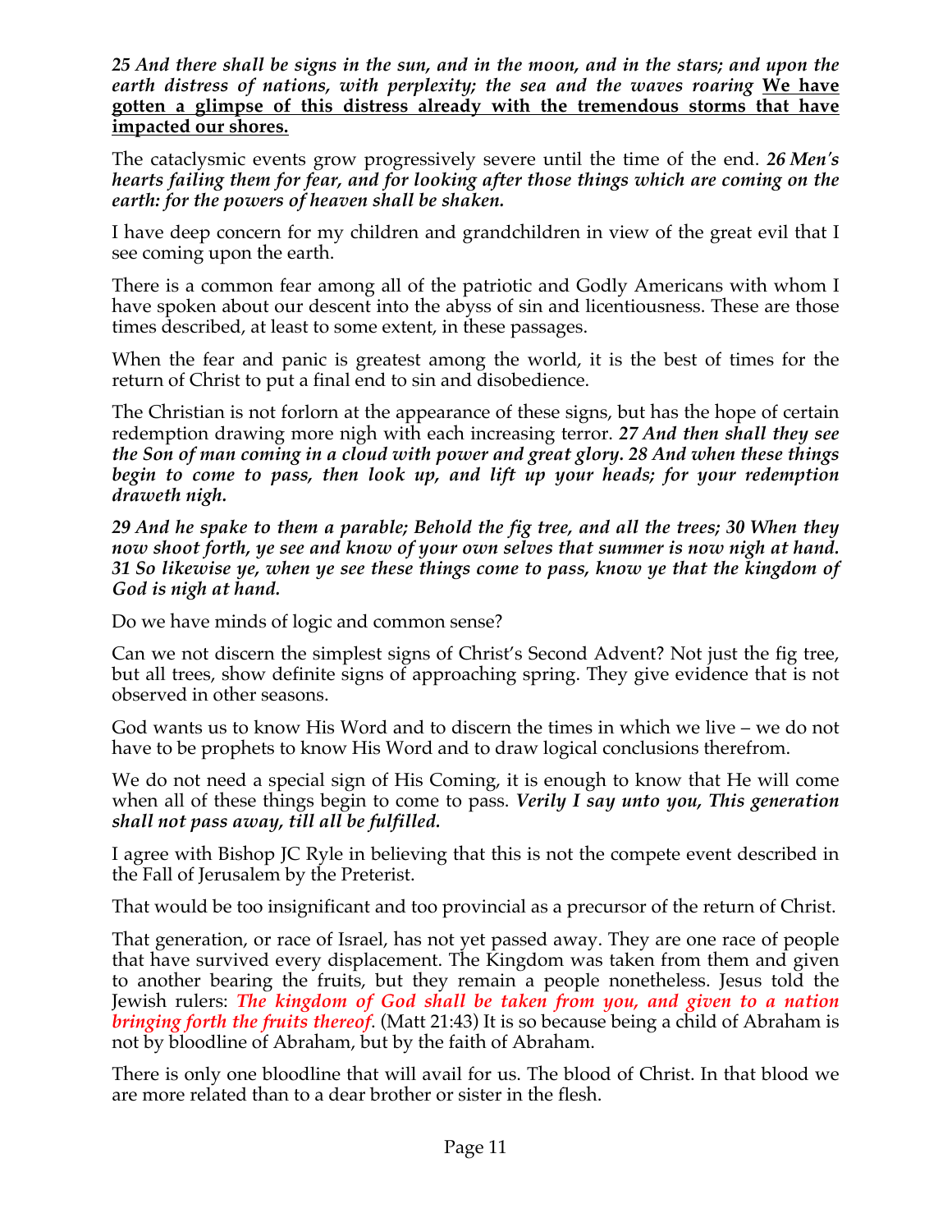***25 And there shall be signs in the sun, and in the moon, and in the stars; and upon the earth distress of nations, with perplexity; the sea and the waves roaring*** **<u>We have gotten a glimpse of this distress already with the tremendous storms that have impacted our shores.</u>**

The cataclysmic events grow progressively severe until the time of the end. ***26 Men's hearts failing them for fear, and for looking after those things which are coming on the earth: for the powers of heaven shall be shaken.***

I have deep concern for my children and grandchildren in view of the great evil that I see coming upon the earth.

There is a common fear among all of the patriotic and Godly Americans with whom I have spoken about our descent into the abyss of sin and licentiousness. These are those times described, at least to some extent, in these passages.

When the fear and panic is greatest among the world, it is the best of times for the return of Christ to put a final end to sin and disobedience.

The Christian is not forlorn at the appearance of these signs, but has the hope of certain redemption drawing more nigh with each increasing terror. ***27 And then shall they see the Son of man coming in a cloud with power and great glory. 28 And when these things begin to come to pass, then look up, and lift up your heads; for your redemption draweth nigh.***

***29 And he spake to them a parable; Behold the fig tree, and all the trees; 30 When they now shoot forth, ye see and know of your own selves that summer is now nigh at hand. 31 So likewise ye, when ye see these things come to pass, know ye that the kingdom of God is nigh at hand.***

Do we have minds of logic and common sense?

Can we not discern the simplest signs of Christ's Second Advent? Not just the fig tree, but all trees, show definite signs of approaching spring. They give evidence that is not observed in other seasons.

God wants us to know His Word and to discern the times in which we live – we do not have to be prophets to know His Word and to draw logical conclusions therefrom.

We do not need a special sign of His Coming, it is enough to know that He will come when all of these things begin to come to pass. ***Verily I say unto you, This generation shall not pass away, till all be fulfilled.***

I agree with Bishop JC Ryle in believing that this is not the compete event described in the Fall of Jerusalem by the Preterist.

That would be too insignificant and too provincial as a precursor of the return of Christ.

That generation, or race of Israel, has not yet passed away. They are one race of people that have survived every displacement. The Kingdom was taken from them and given to another bearing the fruits, but they remain a people nonetheless. Jesus told the Jewish rulers: ***The kingdom of God shall be taken from you, and given to a nation bringing forth the fruits thereof***. (Matt 21:43) It is so because being a child of Abraham is not by bloodline of Abraham, but by the faith of Abraham.

There is only one bloodline that will avail for us. The blood of Christ. In that blood we are more related than to a dear brother or sister in the flesh.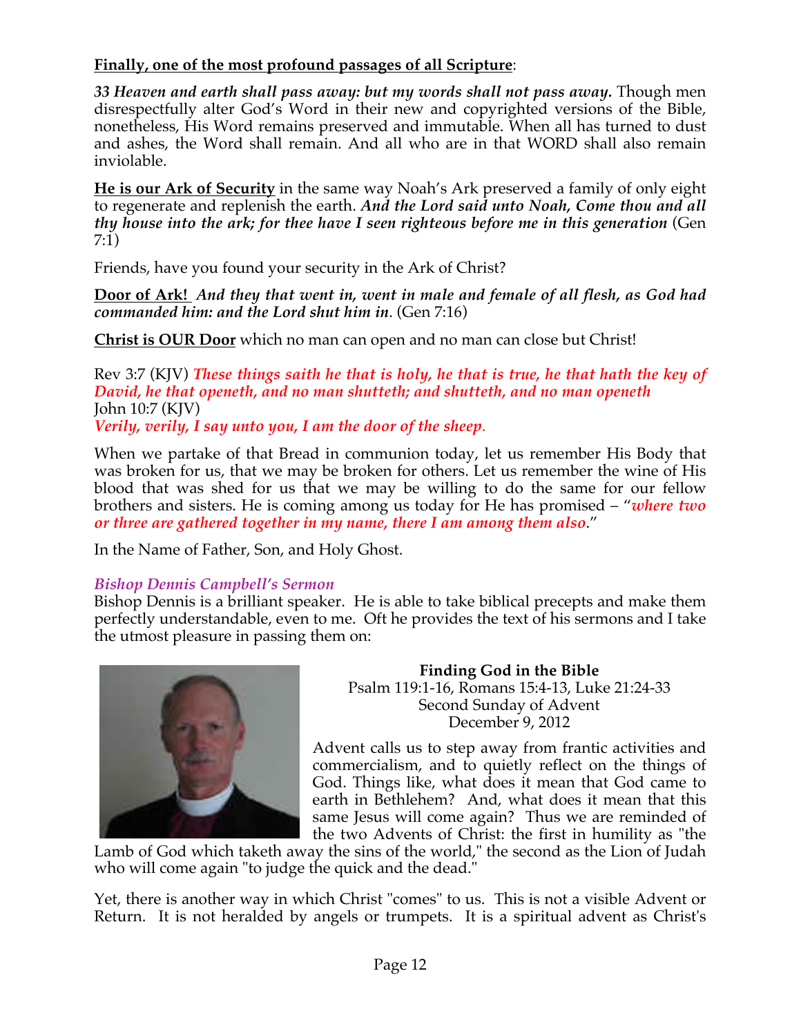**Finally, one of the most profound passages of all Scripture**:

***33 Heaven and earth shall pass away: but my words shall not pass away.*** Though men disrespectfully alter God's Word in their new and copyrighted versions of the Bible, nonetheless, His Word remains preserved and immutable. When all has turned to dust and ashes, the Word shall remain. And all who are in that WORD shall also remain inviolable.

**He is our Ark of Security** in the same way Noah's Ark preserved a family of only eight to regenerate and replenish the earth. ***And the Lord said unto Noah, Come thou and all thy house into the ark; for thee have I seen righteous before me in this generation*** (Gen 7:1)

Friends, have you found your security in the Ark of Christ?

**Door of Ark!** ***And they that went in, went in male and female of all flesh, as God had commanded him: and the Lord shut him in***. (Gen 7:16)

**Christ is OUR Door** which no man can open and no man can close but Christ!

Rev 3:7 (KJV) ***These things saith he that is holy, he that is true, he that hath the key of David, he that openeth, and no man shutteth; and shutteth, and no man openeth***
John 10:7 (KJV)
***Verily, verily, I say unto you, I am the door of the sheep***.

When we partake of that Bread in communion today, let us remember His Body that was broken for us, that we may be broken for others. Let us remember the wine of His blood that was shed for us that we may be willing to do the same for our fellow brothers and sisters. He is coming among us today for He has promised – "***where two or three are gathered together in my name, there I am among them also***."

In the Name of Father, Son, and Holy Ghost.

*Bishop Dennis Campbell's Sermon*

Bishop Dennis is a brilliant speaker. He is able to take biblical precepts and make them perfectly understandable, even to me. Oft he provides the text of his sermons and I take the utmost pleasure in passing them on:

**Finding God in the Bible**
Psalm 119:1-16, Romans 15:4-13, Luke 21:24-33
Second Sunday of Advent
December 9, 2012

Advent calls us to step away from frantic activities and commercialism, and to quietly reflect on the things of God. Things like, what does it mean that God came to earth in Bethlehem? And, what does it mean that this same Jesus will come again? Thus we are reminded of the two Advents of Christ: the first in humility as "the Lamb of God which taketh away the sins of the world," the second as the Lion of Judah who will come again "to judge the quick and the dead."

Yet, there is another way in which Christ "comes" to us. This is not a visible Advent or Return. It is not heralded by angels or trumpets. It is a spiritual advent as Christ's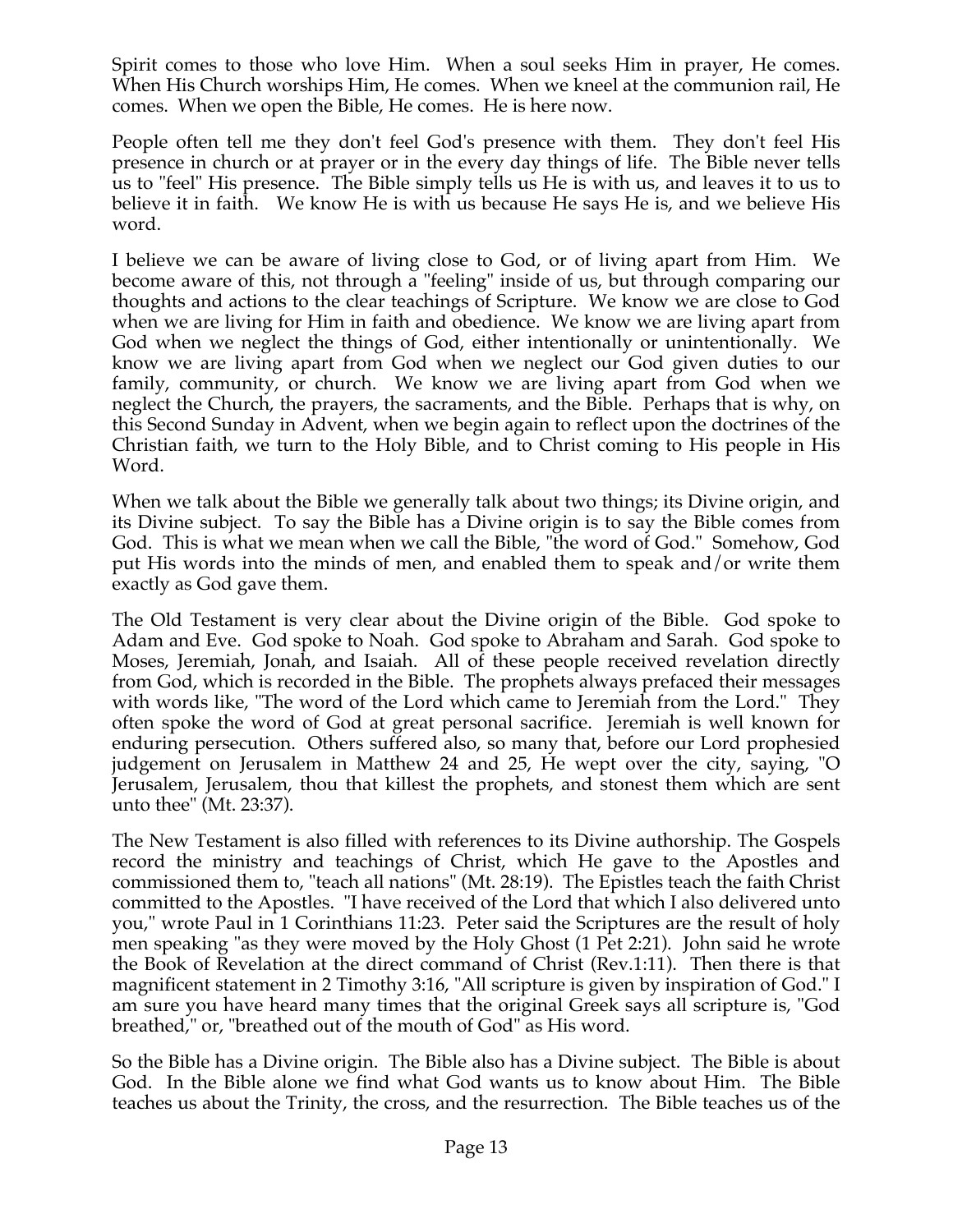Spirit comes to those who love Him. When a soul seeks Him in prayer, He comes. When His Church worships Him, He comes. When we kneel at the communion rail, He comes. When we open the Bible, He comes. He is here now.

People often tell me they don't feel God's presence with them. They don't feel His presence in church or at prayer or in the every day things of life. The Bible never tells us to "feel" His presence. The Bible simply tells us He is with us, and leaves it to us to believe it in faith. We know He is with us because He says He is, and we believe His word.

I believe we can be aware of living close to God, or of living apart from Him. We become aware of this, not through a "feeling" inside of us, but through comparing our thoughts and actions to the clear teachings of Scripture. We know we are close to God when we are living for Him in faith and obedience. We know we are living apart from God when we neglect the things of God, either intentionally or unintentionally. We know we are living apart from God when we neglect our God given duties to our family, community, or church. We know we are living apart from God when we neglect the Church, the prayers, the sacraments, and the Bible. Perhaps that is why, on this Second Sunday in Advent, when we begin again to reflect upon the doctrines of the Christian faith, we turn to the Holy Bible, and to Christ coming to His people in His Word.

When we talk about the Bible we generally talk about two things; its Divine origin, and its Divine subject. To say the Bible has a Divine origin is to say the Bible comes from God. This is what we mean when we call the Bible, "the word of God." Somehow, God put His words into the minds of men, and enabled them to speak and/or write them exactly as God gave them.

The Old Testament is very clear about the Divine origin of the Bible. God spoke to Adam and Eve. God spoke to Noah. God spoke to Abraham and Sarah. God spoke to Moses, Jeremiah, Jonah, and Isaiah. All of these people received revelation directly from God, which is recorded in the Bible. The prophets always prefaced their messages with words like, "The word of the Lord which came to Jeremiah from the Lord." They often spoke the word of God at great personal sacrifice. Jeremiah is well known for enduring persecution. Others suffered also, so many that, before our Lord prophesied judgement on Jerusalem in Matthew 24 and 25, He wept over the city, saying, "O Jerusalem, Jerusalem, thou that killest the prophets, and stonest them which are sent unto thee" (Mt. 23:37).

The New Testament is also filled with references to its Divine authorship. The Gospels record the ministry and teachings of Christ, which He gave to the Apostles and commissioned them to, "teach all nations" (Mt. 28:19). The Epistles teach the faith Christ committed to the Apostles. "I have received of the Lord that which I also delivered unto you," wrote Paul in 1 Corinthians 11:23. Peter said the Scriptures are the result of holy men speaking "as they were moved by the Holy Ghost (1 Pet 2:21). John said he wrote the Book of Revelation at the direct command of Christ (Rev.1:11). Then there is that magnificent statement in 2 Timothy 3:16, "All scripture is given by inspiration of God." I am sure you have heard many times that the original Greek says all scripture is, "God breathed," or, "breathed out of the mouth of God" as His word.

So the Bible has a Divine origin. The Bible also has a Divine subject. The Bible is about God. In the Bible alone we find what God wants us to know about Him. The Bible teaches us about the Trinity, the cross, and the resurrection. The Bible teaches us of the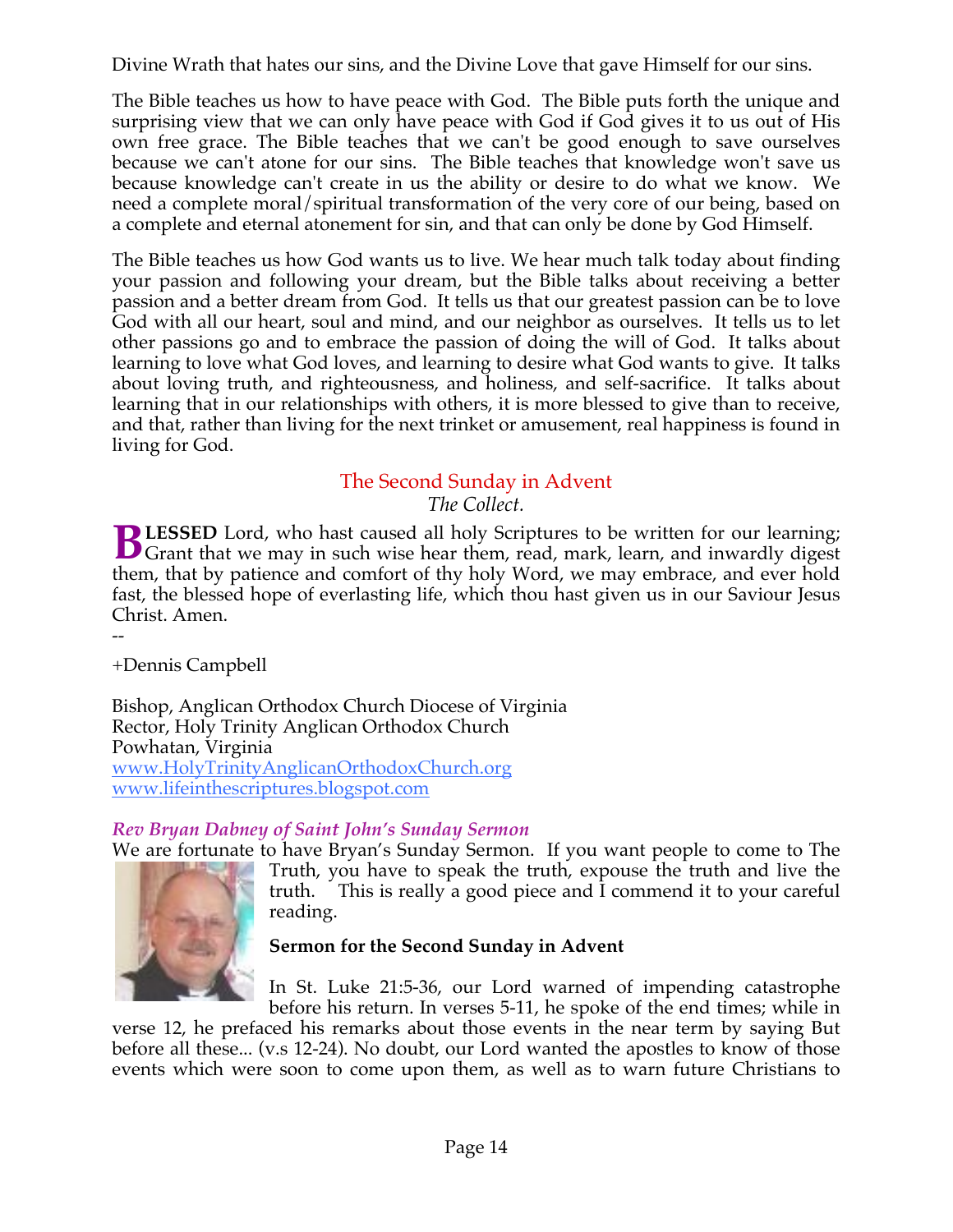Divine Wrath that hates our sins, and the Divine Love that gave Himself for our sins.

The Bible teaches us how to have peace with God. The Bible puts forth the unique and surprising view that we can only have peace with God if God gives it to us out of His own free grace. The Bible teaches that we can't be good enough to save ourselves because we can't atone for our sins. The Bible teaches that knowledge won't save us because knowledge can't create in us the ability or desire to do what we know. We need a complete moral/spiritual transformation of the very core of our being, based on a complete and eternal atonement for sin, and that can only be done by God Himself.

The Bible teaches us how God wants us to live. We hear much talk today about finding your passion and following your dream, but the Bible talks about receiving a better passion and a better dream from God. It tells us that our greatest passion can be to love God with all our heart, soul and mind, and our neighbor as ourselves. It tells us to let other passions go and to embrace the passion of doing the will of God. It talks about learning to love what God loves, and learning to desire what God wants to give. It talks about loving truth, and righteousness, and holiness, and self-sacrifice. It talks about learning that in our relationships with others, it is more blessed to give than to receive, and that, rather than living for the next trinket or amusement, real happiness is found in living for God.

## The Second Sunday in Advent

*The Collect.*

**BLESSED** Lord, who hast caused all holy Scriptures to be written for our learning; Grant that we may in such wise hear them, read, mark, learn, and inwardly digest them, that by patience and comfort of thy holy Word, we may embrace, and ever hold fast, the blessed hope of everlasting life, which thou hast given us in our Saviour Jesus Christ. Amen.

--

+Dennis Campbell

Bishop, Anglican Orthodox Church Diocese of Virginia
Rector, Holy Trinity Anglican Orthodox Church
Powhatan, Virginia
www.HolyTrinityAnglicanOrthodoxChurch.org
www.lifeinthescriptures.blogspot.com

### *Rev Bryan Dabney of Saint John's Sunday Sermon*

We are fortunate to have Bryan's Sunday Sermon. If you want people to come to The Truth, you have to speak the truth, expouse the truth and live the truth. This is really a good piece and I commend it to your careful reading.

**Sermon for the Second Sunday in Advent**

In St. Luke 21:5-36, our Lord warned of impending catastrophe before his return. In verses 5-11, he spoke of the end times; while in verse 12, he prefaced his remarks about those events in the near term by saying But before all these... (v.s 12-24). No doubt, our Lord wanted the apostles to know of those events which were soon to come upon them, as well as to warn future Christians to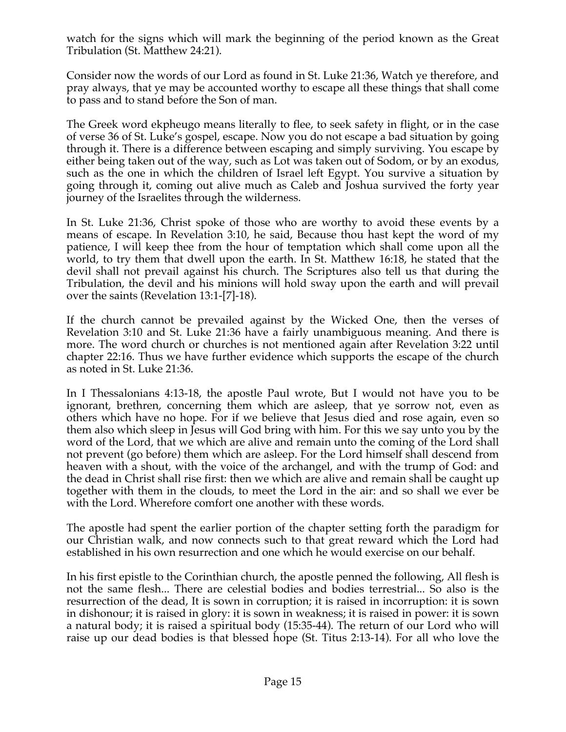watch for the signs which will mark the beginning of the period known as the Great Tribulation (St. Matthew 24:21).

Consider now the words of our Lord as found in St. Luke 21:36, Watch ye therefore, and pray always, that ye may be accounted worthy to escape all these things that shall come to pass and to stand before the Son of man.

The Greek word ekpheugo means literally to flee, to seek safety in flight, or in the case of verse 36 of St. Luke's gospel, escape. Now you do not escape a bad situation by going through it. There is a difference between escaping and simply surviving. You escape by either being taken out of the way, such as Lot was taken out of Sodom, or by an exodus, such as the one in which the children of Israel left Egypt. You survive a situation by going through it, coming out alive much as Caleb and Joshua survived the forty year journey of the Israelites through the wilderness.

In St. Luke 21:36, Christ spoke of those who are worthy to avoid these events by a means of escape. In Revelation 3:10, he said, Because thou hast kept the word of my patience, I will keep thee from the hour of temptation which shall come upon all the world, to try them that dwell upon the earth. In St. Matthew 16:18, he stated that the devil shall not prevail against his church. The Scriptures also tell us that during the Tribulation, the devil and his minions will hold sway upon the earth and will prevail over the saints (Revelation 13:1-[7]-18).

If the church cannot be prevailed against by the Wicked One, then the verses of Revelation 3:10 and St. Luke 21:36 have a fairly unambiguous meaning. And there is more. The word church or churches is not mentioned again after Revelation 3:22 until chapter 22:16. Thus we have further evidence which supports the escape of the church as noted in St. Luke 21:36.

In I Thessalonians 4:13-18, the apostle Paul wrote, But I would not have you to be ignorant, brethren, concerning them which are asleep, that ye sorrow not, even as others which have no hope. For if we believe that Jesus died and rose again, even so them also which sleep in Jesus will God bring with him. For this we say unto you by the word of the Lord, that we which are alive and remain unto the coming of the Lord shall not prevent (go before) them which are asleep. For the Lord himself shall descend from heaven with a shout, with the voice of the archangel, and with the trump of God: and the dead in Christ shall rise first: then we which are alive and remain shall be caught up together with them in the clouds, to meet the Lord in the air: and so shall we ever be with the Lord. Wherefore comfort one another with these words.

The apostle had spent the earlier portion of the chapter setting forth the paradigm for our Christian walk, and now connects such to that great reward which the Lord had established in his own resurrection and one which he would exercise on our behalf.

In his first epistle to the Corinthian church, the apostle penned the following, All flesh is not the same flesh... There are celestial bodies and bodies terrestrial... So also is the resurrection of the dead, It is sown in corruption; it is raised in incorruption: it is sown in dishonour; it is raised in glory: it is sown in weakness; it is raised in power: it is sown a natural body; it is raised a spiritual body (15:35-44). The return of our Lord who will raise up our dead bodies is that blessed hope (St. Titus 2:13-14). For all who love the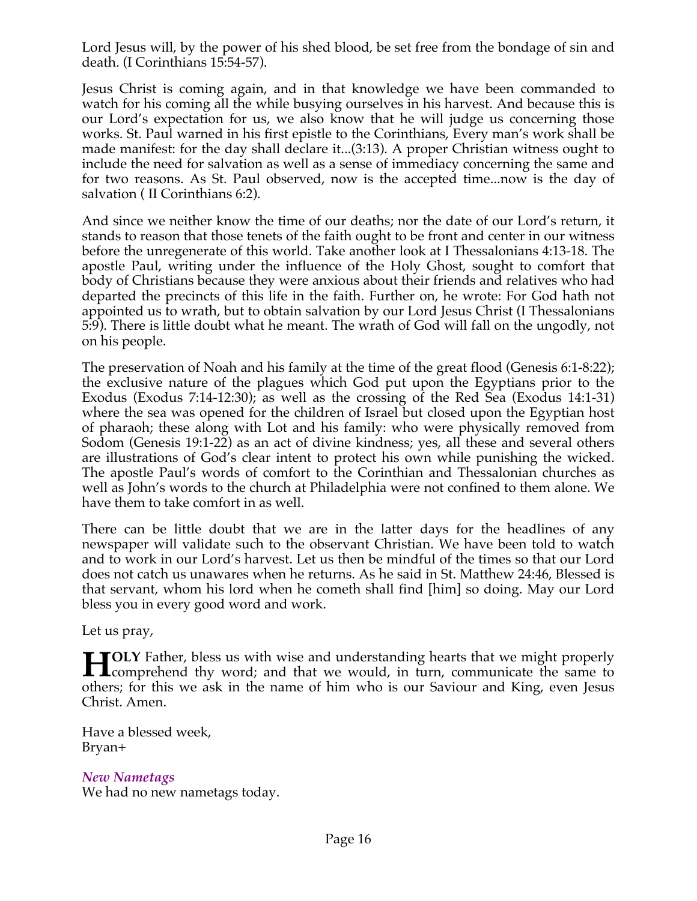Lord Jesus will, by the power of his shed blood, be set free from the bondage of sin and death. (I Corinthians 15:54-57).

Jesus Christ is coming again, and in that knowledge we have been commanded to watch for his coming all the while busying ourselves in his harvest. And because this is our Lord's expectation for us, we also know that he will judge us concerning those works. St. Paul warned in his first epistle to the Corinthians, Every man's work shall be made manifest: for the day shall declare it...(3:13). A proper Christian witness ought to include the need for salvation as well as a sense of immediacy concerning the same and for two reasons. As St. Paul observed, now is the accepted time...now is the day of salvation ( II Corinthians 6:2).

And since we neither know the time of our deaths; nor the date of our Lord's return, it stands to reason that those tenets of the faith ought to be front and center in our witness before the unregenerate of this world. Take another look at I Thessalonians 4:13-18. The apostle Paul, writing under the influence of the Holy Ghost, sought to comfort that body of Christians because they were anxious about their friends and relatives who had departed the precincts of this life in the faith. Further on, he wrote: For God hath not appointed us to wrath, but to obtain salvation by our Lord Jesus Christ (I Thessalonians 5:9). There is little doubt what he meant. The wrath of God will fall on the ungodly, not on his people.

The preservation of Noah and his family at the time of the great flood (Genesis 6:1-8:22); the exclusive nature of the plagues which God put upon the Egyptians prior to the Exodus (Exodus 7:14-12:30); as well as the crossing of the Red Sea (Exodus 14:1-31) where the sea was opened for the children of Israel but closed upon the Egyptian host of pharaoh; these along with Lot and his family: who were physically removed from Sodom (Genesis 19:1-22) as an act of divine kindness; yes, all these and several others are illustrations of God's clear intent to protect his own while punishing the wicked. The apostle Paul's words of comfort to the Corinthian and Thessalonian churches as well as John's words to the church at Philadelphia were not confined to them alone. We have them to take comfort in as well.

There can be little doubt that we are in the latter days for the headlines of any newspaper will validate such to the observant Christian. We have been told to watch and to work in our Lord's harvest. Let us then be mindful of the times so that our Lord does not catch us unawares when he returns. As he said in St. Matthew 24:46, Blessed is that servant, whom his lord when he cometh shall find [him] so doing. May our Lord bless you in every good word and work.

Let us pray,

**HOLY** Father, bless us with wise and understanding hearts that we might properly comprehend thy word; and that we would, in turn, communicate the same to others; for this we ask in the name of him who is our Saviour and King, even Jesus Christ. Amen.

Have a blessed week,
Bryan+

### *New Nametags*

We had no new nametags today.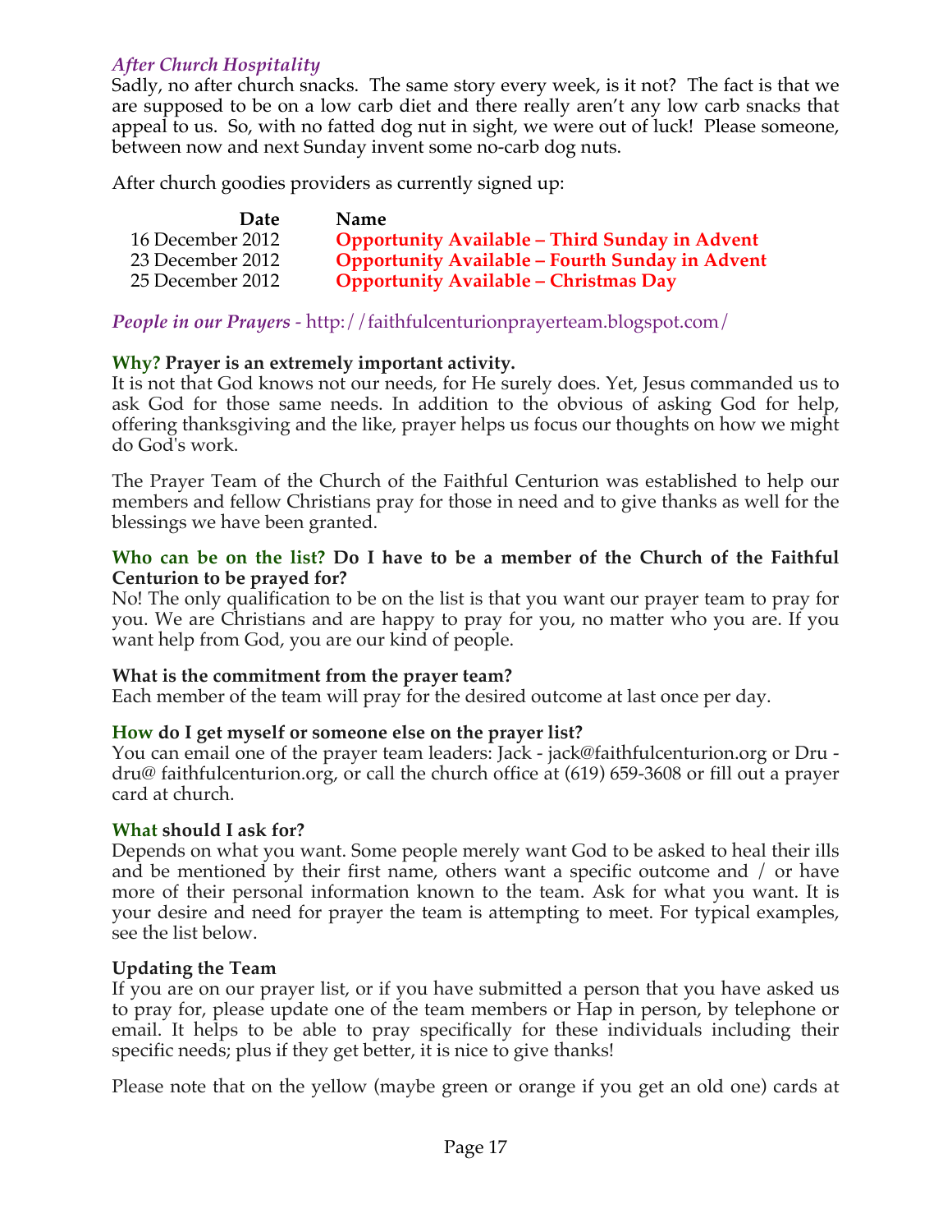### *After Church Hospitality*

Sadly, no after church snacks. The same story every week, is it not? The fact is that we are supposed to be on a low carb diet and there really aren't any low carb snacks that appeal to us. So, with no fatted dog nut in sight, we were out of luck! Please someone, between now and next Sunday invent some no-carb dog nuts.

After church goodies providers as currently signed up:

| Date | Name |
|---|---|
| 16 December 2012 | **Opportunity Available – Third Sunday in Advent** |
| 23 December 2012 | **Opportunity Available – Fourth Sunday in Advent** |
| 25 December 2012 | **Opportunity Available – Christmas Day** |

***People in our Prayers*** - http://faithfulcenturionprayerteam.blogspot.com/

**Why? Prayer is an extremely important activity.**

It is not that God knows not our needs, for He surely does. Yet, Jesus commanded us to ask God for those same needs. In addition to the obvious of asking God for help, offering thanksgiving and the like, prayer helps us focus our thoughts on how we might do God's work.

The Prayer Team of the Church of the Faithful Centurion was established to help our members and fellow Christians pray for those in need and to give thanks as well for the blessings we have been granted.

**Who can be on the list? Do I have to be a member of the Church of the Faithful Centurion to be prayed for?**

No! The only qualification to be on the list is that you want our prayer team to pray for you. We are Christians and are happy to pray for you, no matter who you are. If you want help from God, you are our kind of people.

**What is the commitment from the prayer team?**

Each member of the team will pray for the desired outcome at last once per day.

**How do I get myself or someone else on the prayer list?**

You can email one of the prayer team leaders: Jack - jack@faithfulcenturion.org or Dru - dru@ faithfulcenturion.org, or call the church office at (619) 659-3608 or fill out a prayer card at church.

**What should I ask for?**

Depends on what you want. Some people merely want God to be asked to heal their ills and be mentioned by their first name, others want a specific outcome and / or have more of their personal information known to the team. Ask for what you want. It is your desire and need for prayer the team is attempting to meet. For typical examples, see the list below.

**Updating the Team**

If you are on our prayer list, or if you have submitted a person that you have asked us to pray for, please update one of the team members or Hap in person, by telephone or email. It helps to be able to pray specifically for these individuals including their specific needs; plus if they get better, it is nice to give thanks!

Please note that on the yellow (maybe green or orange if you get an old one) cards at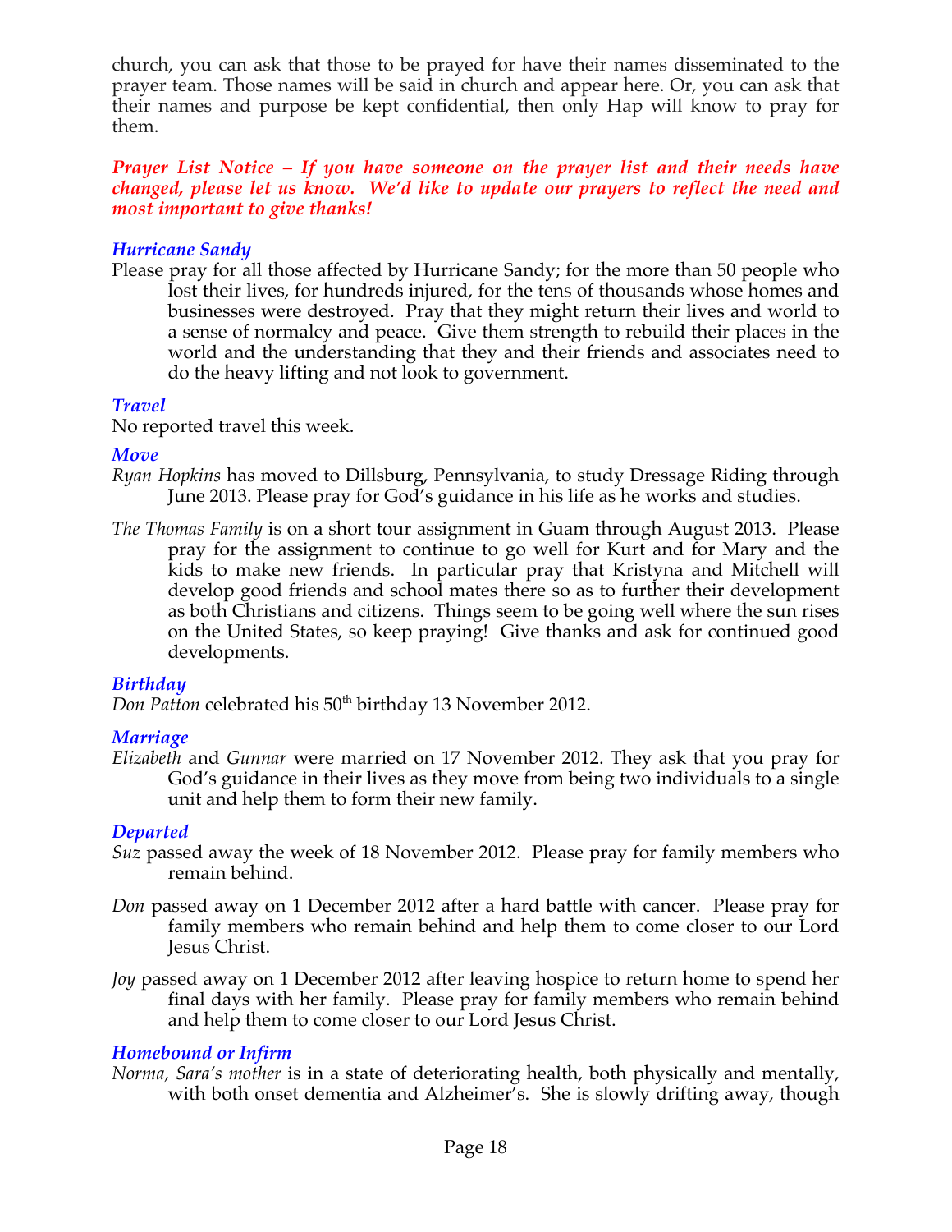church, you can ask that those to be prayed for have their names disseminated to the prayer team. Those names will be said in church and appear here. Or, you can ask that their names and purpose be kept confidential, then only Hap will know to pray for them.

***Prayer List Notice – If you have someone on the prayer list and their needs have changed, please let us know. We'd like to update our prayers to reflect the need and most important to give thanks!***

### *Hurricane Sandy*

Please pray for all those affected by Hurricane Sandy; for the more than 50 people who lost their lives, for hundreds injured, for the tens of thousands whose homes and businesses were destroyed. Pray that they might return their lives and world to a sense of normalcy and peace. Give them strength to rebuild their places in the world and the understanding that they and their friends and associates need to do the heavy lifting and not look to government.

### *Travel*

No reported travel this week.

### *Move*

*Ryan Hopkins* has moved to Dillsburg, Pennsylvania, to study Dressage Riding through June 2013. Please pray for God's guidance in his life as he works and studies.

*The Thomas Family* is on a short tour assignment in Guam through August 2013. Please pray for the assignment to continue to go well for Kurt and for Mary and the kids to make new friends. In particular pray that Kristyna and Mitchell will develop good friends and school mates there so as to further their development as both Christians and citizens. Things seem to be going well where the sun rises on the United States, so keep praying! Give thanks and ask for continued good developments.

### *Birthday*

*Don Patton* celebrated his 50th birthday 13 November 2012.

### *Marriage*

*Elizabeth* and *Gunnar* were married on 17 November 2012. They ask that you pray for God's guidance in their lives as they move from being two individuals to a single unit and help them to form their new family.

### *Departed*

*Suz* passed away the week of 18 November 2012. Please pray for family members who remain behind.

*Don* passed away on 1 December 2012 after a hard battle with cancer. Please pray for family members who remain behind and help them to come closer to our Lord Jesus Christ.

*Joy* passed away on 1 December 2012 after leaving hospice to return home to spend her final days with her family. Please pray for family members who remain behind and help them to come closer to our Lord Jesus Christ.

### *Homebound or Infirm*

*Norma, Sara's mother* is in a state of deteriorating health, both physically and mentally, with both onset dementia and Alzheimer's. She is slowly drifting away, though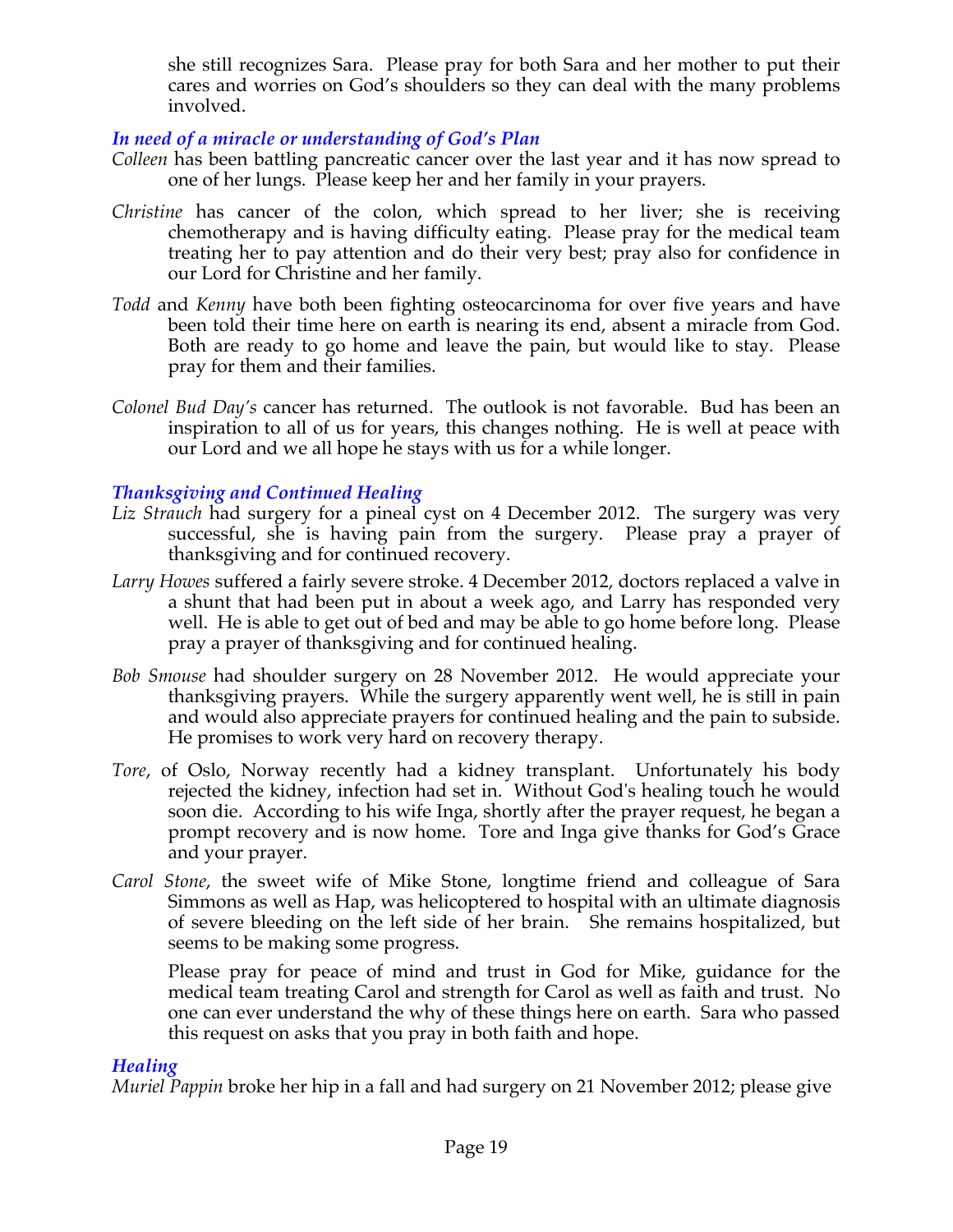she still recognizes Sara. Please pray for both Sara and her mother to put their cares and worries on God's shoulders so they can deal with the many problems involved.

### *In need of a miracle or understanding of God's Plan*

*Colleen* has been battling pancreatic cancer over the last year and it has now spread to one of her lungs. Please keep her and her family in your prayers.

*Christine* has cancer of the colon, which spread to her liver; she is receiving chemotherapy and is having difficulty eating. Please pray for the medical team treating her to pay attention and do their very best; pray also for confidence in our Lord for Christine and her family.

*Todd* and *Kenny* have both been fighting osteocarcinoma for over five years and have been told their time here on earth is nearing its end, absent a miracle from God. Both are ready to go home and leave the pain, but would like to stay. Please pray for them and their families.

*Colonel Bud Day's* cancer has returned. The outlook is not favorable. Bud has been an inspiration to all of us for years, this changes nothing. He is well at peace with our Lord and we all hope he stays with us for a while longer.

### *Thanksgiving and Continued Healing*

*Liz Strauch* had surgery for a pineal cyst on 4 December 2012. The surgery was very successful, she is having pain from the surgery. Please pray a prayer of thanksgiving and for continued recovery.

*Larry Howes* suffered a fairly severe stroke. 4 December 2012, doctors replaced a valve in a shunt that had been put in about a week ago, and Larry has responded very well. He is able to get out of bed and may be able to go home before long. Please pray a prayer of thanksgiving and for continued healing.

*Bob Smouse* had shoulder surgery on 28 November 2012. He would appreciate your thanksgiving prayers. While the surgery apparently went well, he is still in pain and would also appreciate prayers for continued healing and the pain to subside. He promises to work very hard on recovery therapy.

*Tore*, of Oslo, Norway recently had a kidney transplant. Unfortunately his body rejected the kidney, infection had set in. Without God's healing touch he would soon die. According to his wife Inga, shortly after the prayer request, he began a prompt recovery and is now home. Tore and Inga give thanks for God's Grace and your prayer.

*Carol Stone*, the sweet wife of Mike Stone, longtime friend and colleague of Sara Simmons as well as Hap, was helicoptered to hospital with an ultimate diagnosis of severe bleeding on the left side of her brain. She remains hospitalized, but seems to be making some progress.

Please pray for peace of mind and trust in God for Mike, guidance for the medical team treating Carol and strength for Carol as well as faith and trust. No one can ever understand the why of these things here on earth. Sara who passed this request on asks that you pray in both faith and hope.

### *Healing*

*Muriel Pappin* broke her hip in a fall and had surgery on 21 November 2012; please give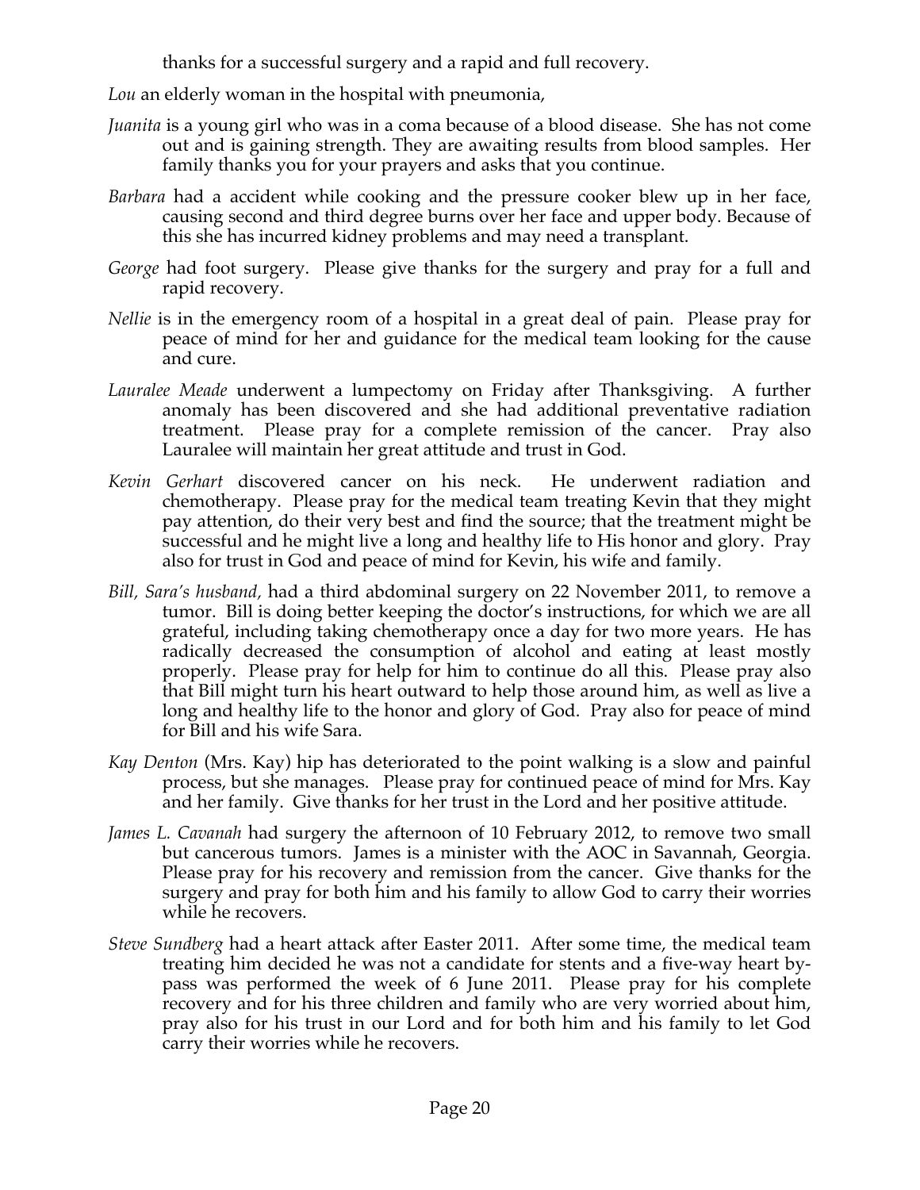thanks for a successful surgery and a rapid and full recovery.

*Lou* an elderly woman in the hospital with pneumonia,

*Juanita* is a young girl who was in a coma because of a blood disease. She has not come out and is gaining strength. They are awaiting results from blood samples. Her family thanks you for your prayers and asks that you continue.

*Barbara* had a accident while cooking and the pressure cooker blew up in her face, causing second and third degree burns over her face and upper body. Because of this she has incurred kidney problems and may need a transplant.

*George* had foot surgery. Please give thanks for the surgery and pray for a full and rapid recovery.

*Nellie* is in the emergency room of a hospital in a great deal of pain. Please pray for peace of mind for her and guidance for the medical team looking for the cause and cure.

*Lauralee Meade* underwent a lumpectomy on Friday after Thanksgiving. A further anomaly has been discovered and she had additional preventative radiation treatment. Please pray for a complete remission of the cancer. Pray also Lauralee will maintain her great attitude and trust in God.

*Kevin Gerhart* discovered cancer on his neck. He underwent radiation and chemotherapy. Please pray for the medical team treating Kevin that they might pay attention, do their very best and find the source; that the treatment might be successful and he might live a long and healthy life to His honor and glory. Pray also for trust in God and peace of mind for Kevin, his wife and family.

*Bill, Sara's husband,* had a third abdominal surgery on 22 November 2011, to remove a tumor. Bill is doing better keeping the doctor's instructions, for which we are all grateful, including taking chemotherapy once a day for two more years. He has radically decreased the consumption of alcohol and eating at least mostly properly. Please pray for help for him to continue do all this. Please pray also that Bill might turn his heart outward to help those around him, as well as live a long and healthy life to the honor and glory of God. Pray also for peace of mind for Bill and his wife Sara.

*Kay Denton* (Mrs. Kay) hip has deteriorated to the point walking is a slow and painful process, but she manages. Please pray for continued peace of mind for Mrs. Kay and her family. Give thanks for her trust in the Lord and her positive attitude.

*James L. Cavanah* had surgery the afternoon of 10 February 2012, to remove two small but cancerous tumors. James is a minister with the AOC in Savannah, Georgia. Please pray for his recovery and remission from the cancer. Give thanks for the surgery and pray for both him and his family to allow God to carry their worries while he recovers.

*Steve Sundberg* had a heart attack after Easter 2011. After some time, the medical team treating him decided he was not a candidate for stents and a five-way heart by-pass was performed the week of 6 June 2011. Please pray for his complete recovery and for his three children and family who are very worried about him, pray also for his trust in our Lord and for both him and his family to let God carry their worries while he recovers.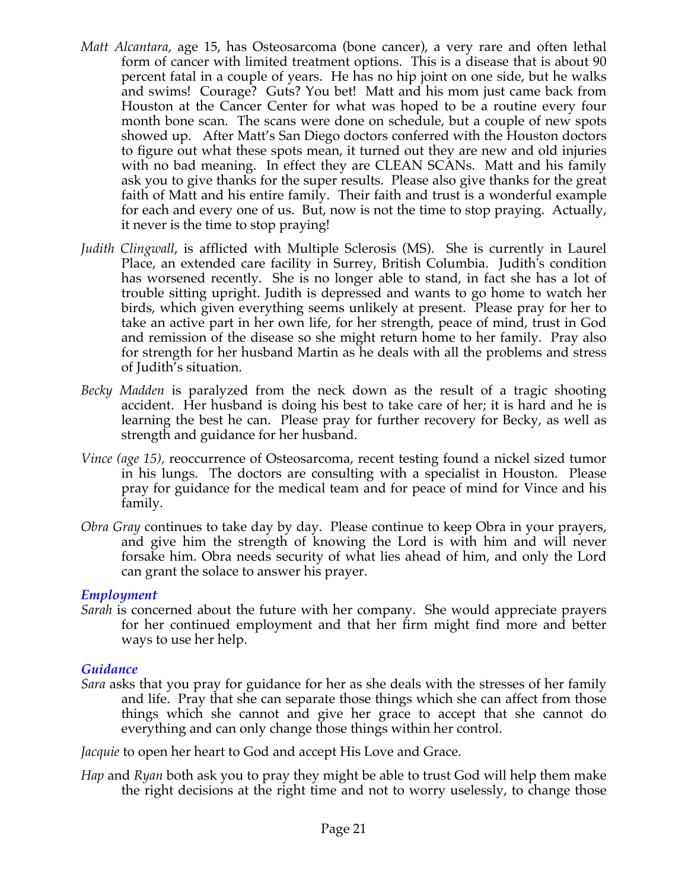*Matt Alcantara*, age 15, has Osteosarcoma (bone cancer), a very rare and often lethal form of cancer with limited treatment options. This is a disease that is about 90 percent fatal in a couple of years. He has no hip joint on one side, but he walks and swims! Courage? Guts? You bet! Matt and his mom just came back from Houston at the Cancer Center for what was hoped to be a routine every four month bone scan. The scans were done on schedule, but a couple of new spots showed up. After Matt's San Diego doctors conferred with the Houston doctors to figure out what these spots mean, it turned out they are new and old injuries with no bad meaning. In effect they are CLEAN SCANs. Matt and his family ask you to give thanks for the super results. Please also give thanks for the great faith of Matt and his entire family. Their faith and trust is a wonderful example for each and every one of us. But, now is not the time to stop praying. Actually, it never is the time to stop praying!

*Judith Clingwall*, is afflicted with Multiple Sclerosis (MS). She is currently in Laurel Place, an extended care facility in Surrey, British Columbia. Judith's condition has worsened recently. She is no longer able to stand, in fact she has a lot of trouble sitting upright. Judith is depressed and wants to go home to watch her birds, which given everything seems unlikely at present. Please pray for her to take an active part in her own life, for her strength, peace of mind, trust in God and remission of the disease so she might return home to her family. Pray also for strength for her husband Martin as he deals with all the problems and stress of Judith's situation.

*Becky Madden* is paralyzed from the neck down as the result of a tragic shooting accident. Her husband is doing his best to take care of her; it is hard and he is learning the best he can. Please pray for further recovery for Becky, as well as strength and guidance for her husband.

*Vince (age 15),* reoccurrence of Osteosarcoma, recent testing found a nickel sized tumor in his lungs. The doctors are consulting with a specialist in Houston. Please pray for guidance for the medical team and for peace of mind for Vince and his family.

*Obra Gray* continues to take day by day. Please continue to keep Obra in your prayers, and give him the strength of knowing the Lord is with him and will never forsake him. Obra needs security of what lies ahead of him, and only the Lord can grant the solace to answer his prayer.

### *Employment*

*Sarah* is concerned about the future with her company. She would appreciate prayers for her continued employment and that her firm might find more and better ways to use her help.

### *Guidance*

*Sara* asks that you pray for guidance for her as she deals with the stresses of her family and life. Pray that she can separate those things which she can affect from those things which she cannot and give her grace to accept that she cannot do everything and can only change those things within her control.

*Jacquie* to open her heart to God and accept His Love and Grace.

*Hap* and *Ryan* both ask you to pray they might be able to trust God will help them make the right decisions at the right time and not to worry uselessly, to change those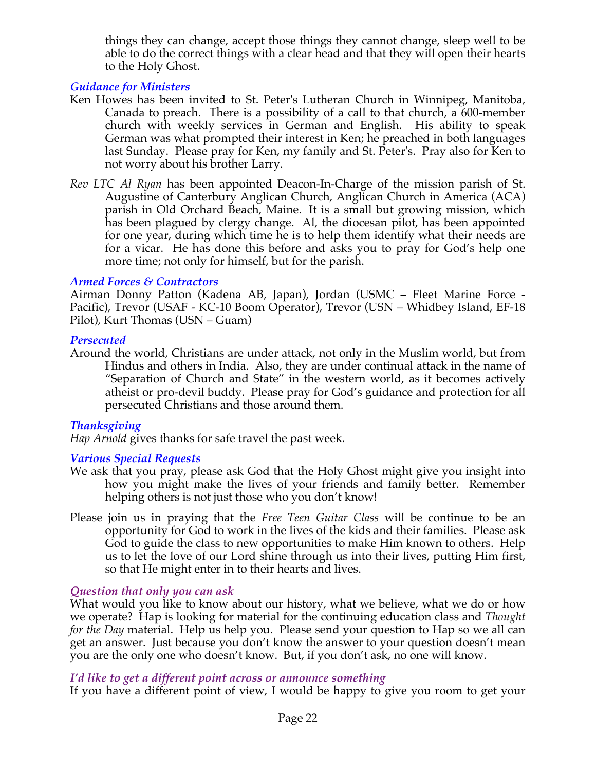things they can change, accept those things they cannot change, sleep well to be able to do the correct things with a clear head and that they will open their hearts to the Holy Ghost.

### *Guidance for Ministers*

Ken Howes has been invited to St. Peter's Lutheran Church in Winnipeg, Manitoba, Canada to preach. There is a possibility of a call to that church, a 600-member church with weekly services in German and English. His ability to speak German was what prompted their interest in Ken; he preached in both languages last Sunday. Please pray for Ken, my family and St. Peter's. Pray also for Ken to not worry about his brother Larry.

*Rev LTC Al Ryan* has been appointed Deacon-In-Charge of the mission parish of St. Augustine of Canterbury Anglican Church, Anglican Church in America (ACA) parish in Old Orchard Beach, Maine. It is a small but growing mission, which has been plagued by clergy change. Al, the diocesan pilot, has been appointed for one year, during which time he is to help them identify what their needs are for a vicar. He has done this before and asks you to pray for God's help one more time; not only for himself, but for the parish.

### *Armed Forces & Contractors*

Airman Donny Patton (Kadena AB, Japan), Jordan (USMC – Fleet Marine Force - Pacific), Trevor (USAF - KC-10 Boom Operator), Trevor (USN – Whidbey Island, EF-18 Pilot), Kurt Thomas (USN – Guam)

### *Persecuted*

Around the world, Christians are under attack, not only in the Muslim world, but from Hindus and others in India. Also, they are under continual attack in the name of "Separation of Church and State" in the western world, as it becomes actively atheist or pro-devil buddy. Please pray for God's guidance and protection for all persecuted Christians and those around them.

### *Thanksgiving*

*Hap Arnold* gives thanks for safe travel the past week.

### *Various Special Requests*

We ask that you pray, please ask God that the Holy Ghost might give you insight into how you might make the lives of your friends and family better. Remember helping others is not just those who you don't know!

Please join us in praying that the *Free Teen Guitar Class* will be continue to be an opportunity for God to work in the lives of the kids and their families. Please ask God to guide the class to new opportunities to make Him known to others. Help us to let the love of our Lord shine through us into their lives, putting Him first, so that He might enter in to their hearts and lives.

### *Question that only you can ask*

What would you like to know about our history, what we believe, what we do or how we operate? Hap is looking for material for the continuing education class and *Thought for the Day* material. Help us help you. Please send your question to Hap so we all can get an answer. Just because you don't know the answer to your question doesn't mean you are the only one who doesn't know. But, if you don't ask, no one will know.

### *I'd like to get a different point across or announce something*

If you have a different point of view, I would be happy to give you room to get your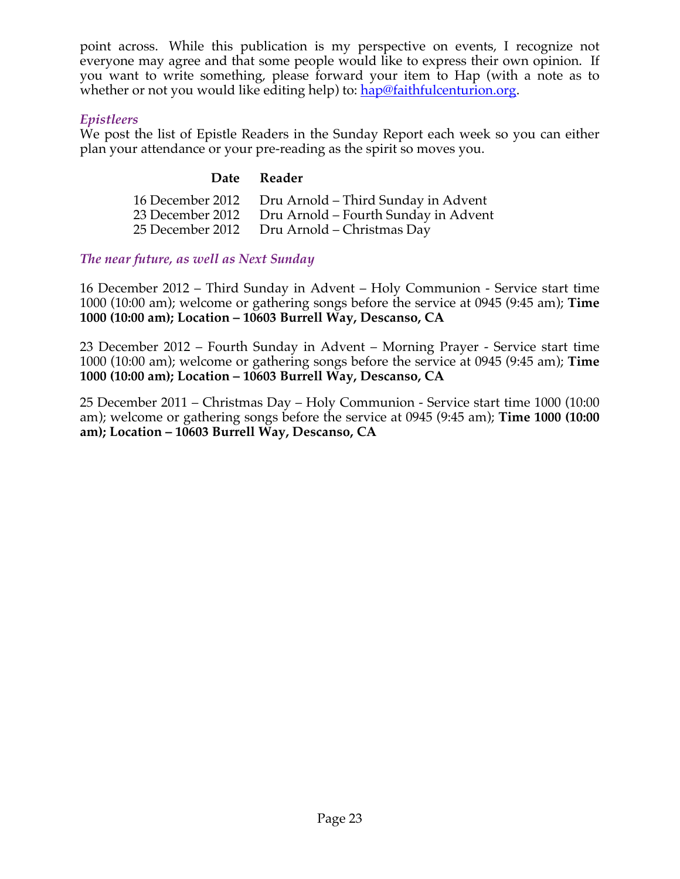point across. While this publication is my perspective on events, I recognize not everyone may agree and that some people would like to express their own opinion. If you want to write something, please forward your item to Hap (with a note as to whether or not you would like editing help) to: [hap@faithfulcenturion.org](mailto:hap@faithfulcenturion.org).

### *Epistleers*

We post the list of Epistle Readers in the Sunday Report each week so you can either plan your attendance or your pre-reading as the spirit so moves you.

| Date | Reader |
|---|---|
| 16 December 2012 | Dru Arnold – Third Sunday in Advent |
| 23 December 2012 | Dru Arnold – Fourth Sunday in Advent |
| 25 December 2012 | Dru Arnold – Christmas Day |

### *The near future, as well as Next Sunday*

16 December 2012 – Third Sunday in Advent – Holy Communion - Service start time 1000 (10:00 am); welcome or gathering songs before the service at 0945 (9:45 am); **Time 1000 (10:00 am); Location – 10603 Burrell Way, Descanso, CA**

23 December 2012 – Fourth Sunday in Advent – Morning Prayer - Service start time 1000 (10:00 am); welcome or gathering songs before the service at 0945 (9:45 am); **Time 1000 (10:00 am); Location – 10603 Burrell Way, Descanso, CA**

25 December 2011 – Christmas Day – Holy Communion - Service start time 1000 (10:00 am); welcome or gathering songs before the service at 0945 (9:45 am); **Time 1000 (10:00 am); Location – 10603 Burrell Way, Descanso, CA**